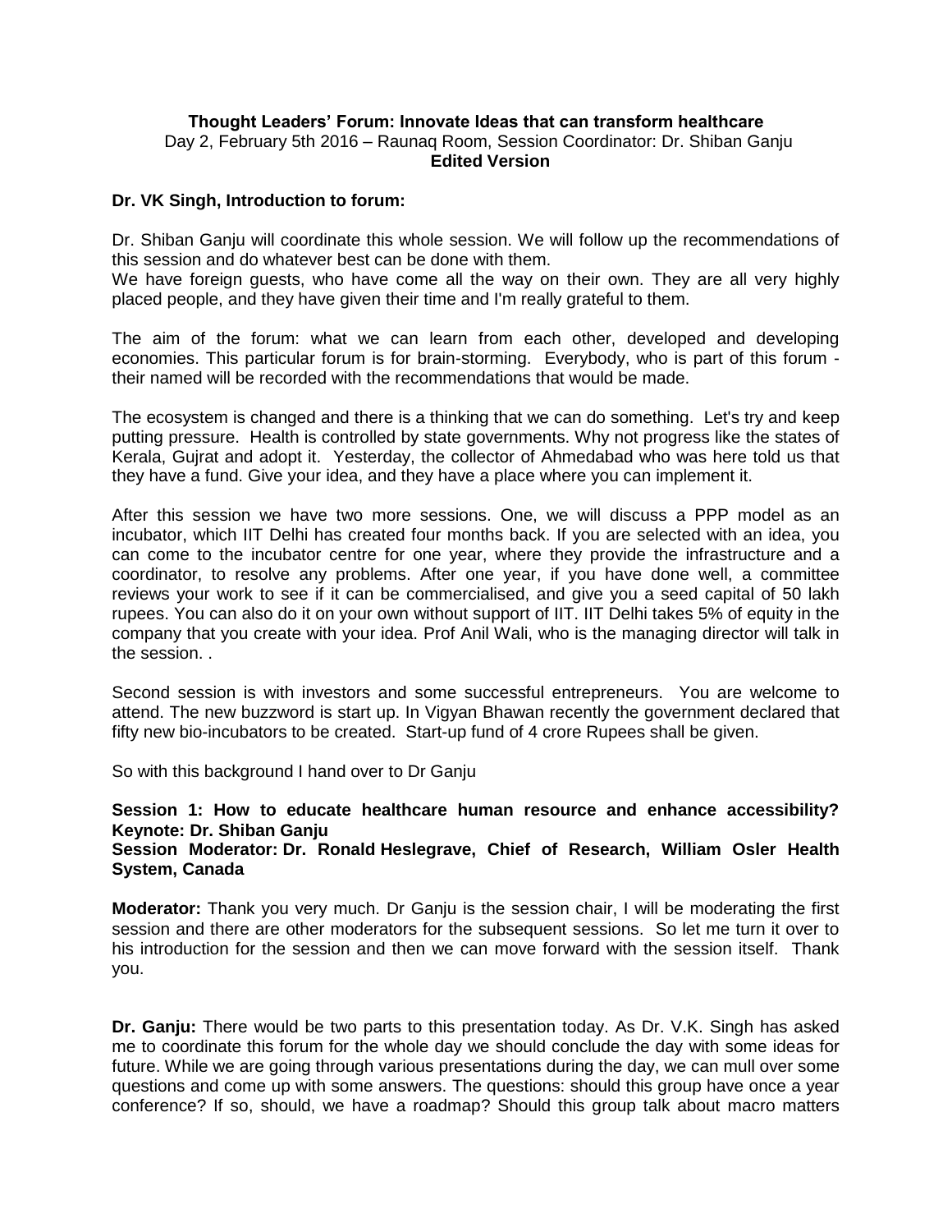**Thought Leaders' Forum: Innovate Ideas that can transform healthcare**
Day 2, February 5th 2016 – Raunaq Room, Session Coordinator: Dr. Shiban Ganju
**Edited Version**

**Dr. VK Singh, Introduction to forum:**

Dr. Shiban Ganju will coordinate this whole session. We will follow up the recommendations of this session and do whatever best can be done with them.
We have foreign guests, who have come all the way on their own. They are all very highly placed people, and they have given their time and I'm really grateful to them.

The aim of the forum: what we can learn from each other, developed and developing economies. This particular forum is for brain-storming. Everybody, who is part of this forum - their named will be recorded with the recommendations that would be made.

The ecosystem is changed and there is a thinking that we can do something. Let's try and keep putting pressure. Health is controlled by state governments. Why not progress like the states of Kerala, Gujrat and adopt it. Yesterday, the collector of Ahmedabad who was here told us that they have a fund. Give your idea, and they have a place where you can implement it.

After this session we have two more sessions. One, we will discuss a PPP model as an incubator, which IIT Delhi has created four months back. If you are selected with an idea, you can come to the incubator centre for one year, where they provide the infrastructure and a coordinator, to resolve any problems. After one year, if you have done well, a committee reviews your work to see if it can be commercialised, and give you a seed capital of 50 lakh rupees. You can also do it on your own without support of IIT. IIT Delhi takes 5% of equity in the company that you create with your idea. Prof Anil Wali, who is the managing director will talk in the session. .

Second session is with investors and some successful entrepreneurs. You are welcome to attend. The new buzzword is start up. In Vigyan Bhawan recently the government declared that fifty new bio-incubators to be created. Start-up fund of 4 crore Rupees shall be given.

So with this background I hand over to Dr Ganju

**Session 1: How to educate healthcare human resource and enhance accessibility?**
**Keynote: Dr. Shiban Ganju**
**Session Moderator: Dr. Ronald Heslegrave, Chief of Research, William Osler Health System, Canada**

**Moderator:** Thank you very much. Dr Ganju is the session chair, I will be moderating the first session and there are other moderators for the subsequent sessions. So let me turn it over to his introduction for the session and then we can move forward with the session itself. Thank you.

**Dr. Ganju:** There would be two parts to this presentation today. As Dr. V.K. Singh has asked me to coordinate this forum for the whole day we should conclude the day with some ideas for future. While we are going through various presentations during the day, we can mull over some questions and come up with some answers. The questions: should this group have once a year conference? If so, should, we have a roadmap? Should this group talk about macro matters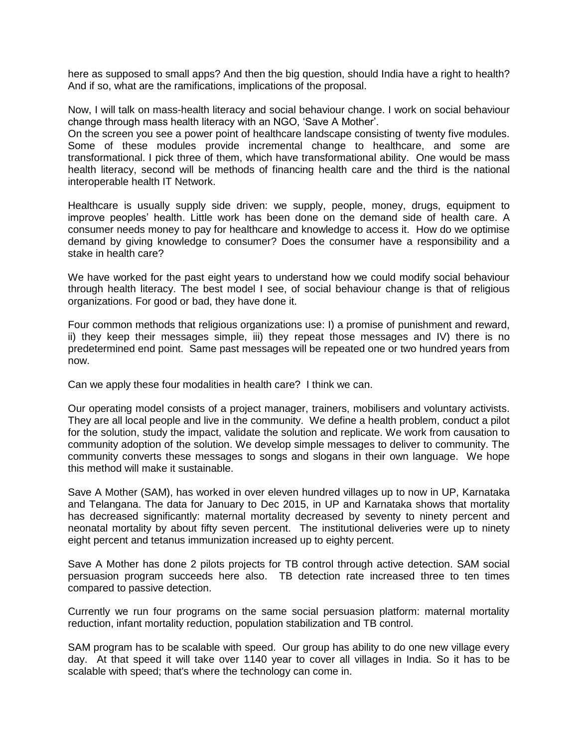here as supposed to small apps? And then the big question, should India have a right to health? And if so, what are the ramifications, implications of the proposal.

Now, I will talk on mass-health literacy and social behaviour change. I work on social behaviour change through mass health literacy with an NGO, 'Save A Mother'.
On the screen you see a power point of healthcare landscape consisting of twenty five modules. Some of these modules provide incremental change to healthcare, and some are transformational. I pick three of them, which have transformational ability. One would be mass health literacy, second will be methods of financing health care and the third is the national interoperable health IT Network.

Healthcare is usually supply side driven: we supply, people, money, drugs, equipment to improve peoples' health. Little work has been done on the demand side of health care. A consumer needs money to pay for healthcare and knowledge to access it. How do we optimise demand by giving knowledge to consumer? Does the consumer have a responsibility and a stake in health care?

We have worked for the past eight years to understand how we could modify social behaviour through health literacy. The best model I see, of social behaviour change is that of religious organizations. For good or bad, they have done it.

Four common methods that religious organizations use: I) a promise of punishment and reward, ii) they keep their messages simple, iii) they repeat those messages and IV) there is no predetermined end point. Same past messages will be repeated one or two hundred years from now.

Can we apply these four modalities in health care? I think we can.

Our operating model consists of a project manager, trainers, mobilisers and voluntary activists. They are all local people and live in the community. We define a health problem, conduct a pilot for the solution, study the impact, validate the solution and replicate. We work from causation to community adoption of the solution. We develop simple messages to deliver to community. The community converts these messages to songs and slogans in their own language. We hope this method will make it sustainable.

Save A Mother (SAM), has worked in over eleven hundred villages up to now in UP, Karnataka and Telangana. The data for January to Dec 2015, in UP and Karnataka shows that mortality has decreased significantly: maternal mortality decreased by seventy to ninety percent and neonatal mortality by about fifty seven percent. The institutional deliveries were up to ninety eight percent and tetanus immunization increased up to eighty percent.

Save A Mother has done 2 pilots projects for TB control through active detection. SAM social persuasion program succeeds here also. TB detection rate increased three to ten times compared to passive detection.

Currently we run four programs on the same social persuasion platform: maternal mortality reduction, infant mortality reduction, population stabilization and TB control.

SAM program has to be scalable with speed. Our group has ability to do one new village every day. At that speed it will take over 1140 year to cover all villages in India. So it has to be scalable with speed; that's where the technology can come in.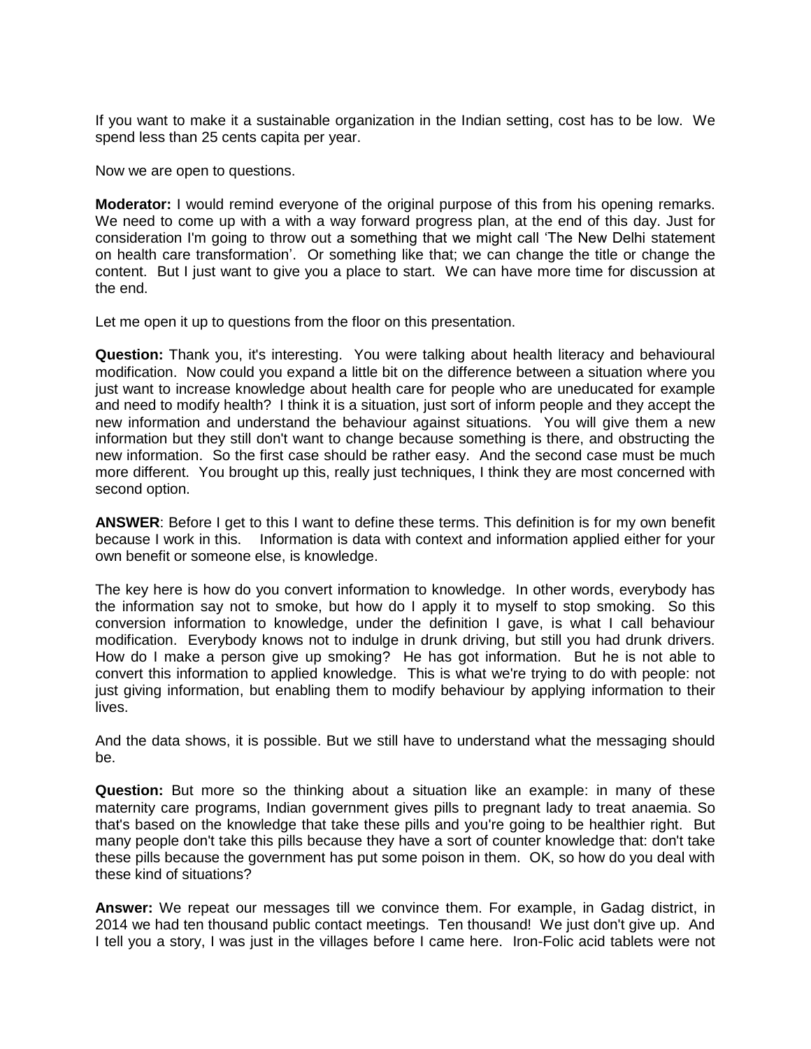If you want to make it a sustainable organization in the Indian setting, cost has to be low. We spend less than 25 cents capita per year.

Now we are open to questions.

**Moderator:** I would remind everyone of the original purpose of this from his opening remarks. We need to come up with a with a way forward progress plan, at the end of this day. Just for consideration I'm going to throw out a something that we might call 'The New Delhi statement on health care transformation'. Or something like that; we can change the title or change the content. But I just want to give you a place to start. We can have more time for discussion at the end.

Let me open it up to questions from the floor on this presentation.

**Question:** Thank you, it's interesting. You were talking about health literacy and behavioural modification. Now could you expand a little bit on the difference between a situation where you just want to increase knowledge about health care for people who are uneducated for example and need to modify health? I think it is a situation, just sort of inform people and they accept the new information and understand the behaviour against situations. You will give them a new information but they still don't want to change because something is there, and obstructing the new information. So the first case should be rather easy. And the second case must be much more different. You brought up this, really just techniques, I think they are most concerned with second option.

**ANSWER**: Before I get to this I want to define these terms. This definition is for my own benefit because I work in this. Information is data with context and information applied either for your own benefit or someone else, is knowledge.

The key here is how do you convert information to knowledge. In other words, everybody has the information say not to smoke, but how do I apply it to myself to stop smoking. So this conversion information to knowledge, under the definition I gave, is what I call behaviour modification. Everybody knows not to indulge in drunk driving, but still you had drunk drivers. How do I make a person give up smoking? He has got information. But he is not able to convert this information to applied knowledge. This is what we're trying to do with people: not just giving information, but enabling them to modify behaviour by applying information to their lives.

And the data shows, it is possible. But we still have to understand what the messaging should be.

**Question:** But more so the thinking about a situation like an example: in many of these maternity care programs, Indian government gives pills to pregnant lady to treat anaemia. So that's based on the knowledge that take these pills and you're going to be healthier right. But many people don't take this pills because they have a sort of counter knowledge that: don't take these pills because the government has put some poison in them. OK, so how do you deal with these kind of situations?

**Answer:** We repeat our messages till we convince them. For example, in Gadag district, in 2014 we had ten thousand public contact meetings. Ten thousand! We just don't give up. And I tell you a story, I was just in the villages before I came here. Iron-Folic acid tablets were not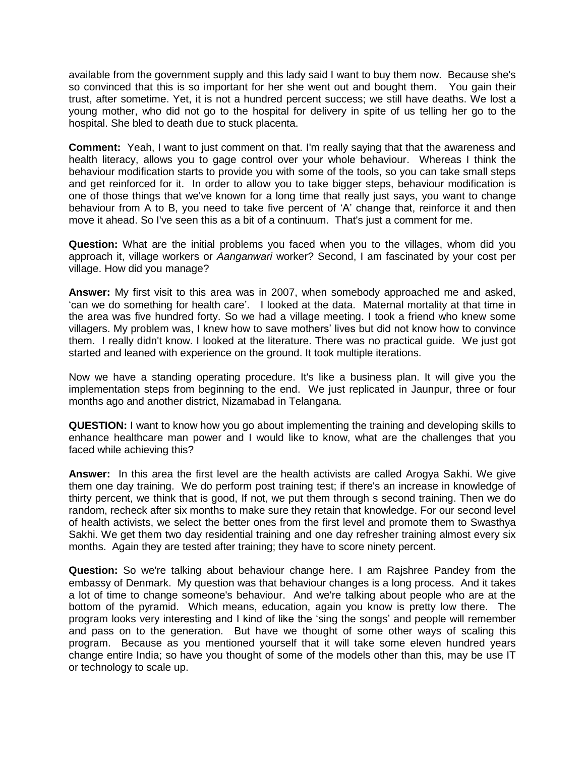available from the government supply and this lady said I want to buy them now. Because she's so convinced that this is so important for her she went out and bought them. You gain their trust, after sometime. Yet, it is not a hundred percent success; we still have deaths. We lost a young mother, who did not go to the hospital for delivery in spite of us telling her go to the hospital. She bled to death due to stuck placenta.

**Comment:** Yeah, I want to just comment on that. I'm really saying that that the awareness and health literacy, allows you to gage control over your whole behaviour. Whereas I think the behaviour modification starts to provide you with some of the tools, so you can take small steps and get reinforced for it. In order to allow you to take bigger steps, behaviour modification is one of those things that we've known for a long time that really just says, you want to change behaviour from A to B, you need to take five percent of 'A' change that, reinforce it and then move it ahead. So I've seen this as a bit of a continuum. That's just a comment for me.

**Question:** What are the initial problems you faced when you to the villages, whom did you approach it, village workers or *Aanganwari* worker? Second, I am fascinated by your cost per village. How did you manage?

**Answer:** My first visit to this area was in 2007, when somebody approached me and asked, 'can we do something for health care'. I looked at the data. Maternal mortality at that time in the area was five hundred forty. So we had a village meeting. I took a friend who knew some villagers. My problem was, I knew how to save mothers' lives but did not know how to convince them. I really didn't know. I looked at the literature. There was no practical guide. We just got started and leaned with experience on the ground. It took multiple iterations.

Now we have a standing operating procedure. It's like a business plan. It will give you the implementation steps from beginning to the end. We just replicated in Jaunpur, three or four months ago and another district, Nizamabad in Telangana.

**QUESTION:** I want to know how you go about implementing the training and developing skills to enhance healthcare man power and I would like to know, what are the challenges that you faced while achieving this?

**Answer:** In this area the first level are the health activists are called Arogya Sakhi. We give them one day training. We do perform post training test; if there's an increase in knowledge of thirty percent, we think that is good, If not, we put them through s second training. Then we do random, recheck after six months to make sure they retain that knowledge. For our second level of health activists, we select the better ones from the first level and promote them to Swasthya Sakhi. We get them two day residential training and one day refresher training almost every six months. Again they are tested after training; they have to score ninety percent.

**Question:** So we're talking about behaviour change here. I am Rajshree Pandey from the embassy of Denmark. My question was that behaviour changes is a long process. And it takes a lot of time to change someone's behaviour. And we're talking about people who are at the bottom of the pyramid. Which means, education, again you know is pretty low there. The program looks very interesting and I kind of like the 'sing the songs' and people will remember and pass on to the generation. But have we thought of some other ways of scaling this program. Because as you mentioned yourself that it will take some eleven hundred years change entire India; so have you thought of some of the models other than this, may be use IT or technology to scale up.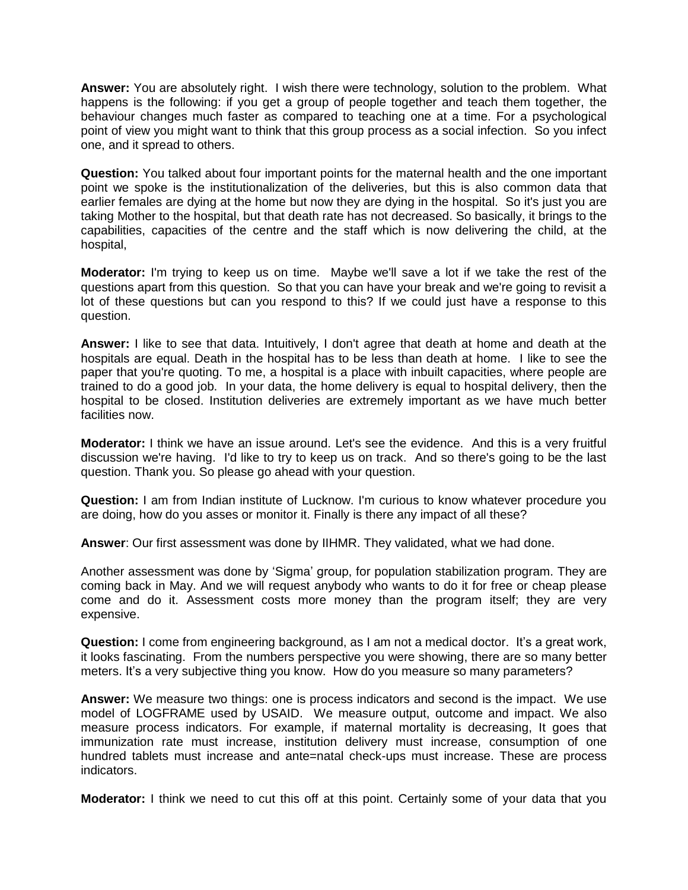**Answer:** You are absolutely right. I wish there were technology, solution to the problem. What happens is the following: if you get a group of people together and teach them together, the behaviour changes much faster as compared to teaching one at a time. For a psychological point of view you might want to think that this group process as a social infection. So you infect one, and it spread to others.

**Question:** You talked about four important points for the maternal health and the one important point we spoke is the institutionalization of the deliveries, but this is also common data that earlier females are dying at the home but now they are dying in the hospital. So it's just you are taking Mother to the hospital, but that death rate has not decreased. So basically, it brings to the capabilities, capacities of the centre and the staff which is now delivering the child, at the hospital,

**Moderator:** I'm trying to keep us on time. Maybe we'll save a lot if we take the rest of the questions apart from this question. So that you can have your break and we're going to revisit a lot of these questions but can you respond to this? If we could just have a response to this question.

**Answer:** I like to see that data. Intuitively, I don't agree that death at home and death at the hospitals are equal. Death in the hospital has to be less than death at home. I like to see the paper that you're quoting. To me, a hospital is a place with inbuilt capacities, where people are trained to do a good job. In your data, the home delivery is equal to hospital delivery, then the hospital to be closed. Institution deliveries are extremely important as we have much better facilities now.

**Moderator:** I think we have an issue around. Let's see the evidence. And this is a very fruitful discussion we're having. I'd like to try to keep us on track. And so there's going to be the last question. Thank you. So please go ahead with your question.

**Question:** I am from Indian institute of Lucknow. I'm curious to know whatever procedure you are doing, how do you asses or monitor it. Finally is there any impact of all these?

**Answer**: Our first assessment was done by IIHMR. They validated, what we had done.

Another assessment was done by 'Sigma' group, for population stabilization program. They are coming back in May. And we will request anybody who wants to do it for free or cheap please come and do it. Assessment costs more money than the program itself; they are very expensive.

**Question:** I come from engineering background, as I am not a medical doctor. It's a great work, it looks fascinating. From the numbers perspective you were showing, there are so many better meters. It's a very subjective thing you know. How do you measure so many parameters?

**Answer:** We measure two things: one is process indicators and second is the impact. We use model of LOGFRAME used by USAID. We measure output, outcome and impact. We also measure process indicators. For example, if maternal mortality is decreasing, It goes that immunization rate must increase, institution delivery must increase, consumption of one hundred tablets must increase and ante=natal check-ups must increase. These are process indicators.

**Moderator:** I think we need to cut this off at this point. Certainly some of your data that you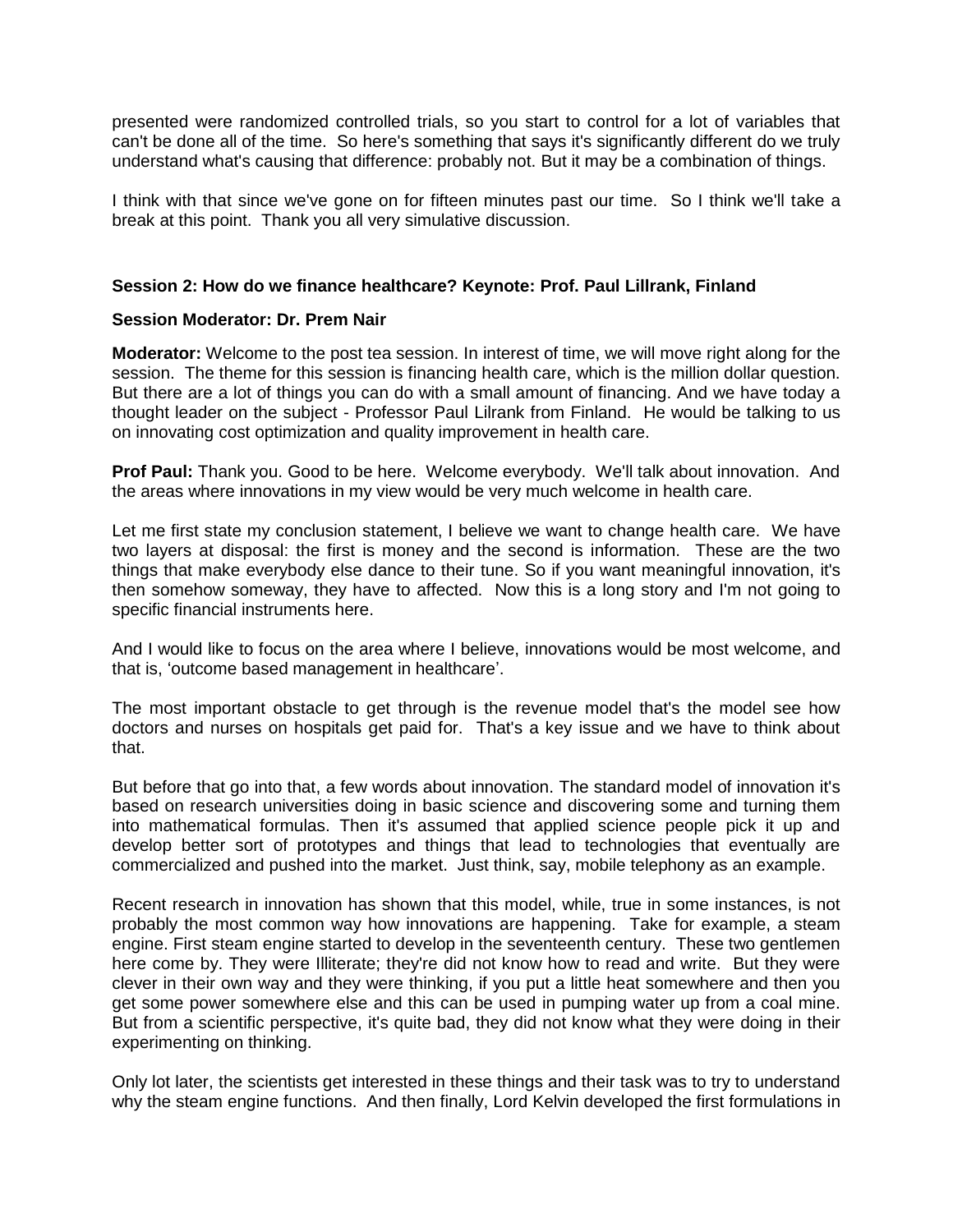presented were randomized controlled trials, so you start to control for a lot of variables that can't be done all of the time. So here's something that says it's significantly different do we truly understand what's causing that difference: probably not. But it may be a combination of things.

I think with that since we've gone on for fifteen minutes past our time. So I think we'll take a break at this point. Thank you all very simulative discussion.

**Session 2: How do we finance healthcare? Keynote: Prof. Paul Lillrank, Finland**

**Session Moderator: Dr. Prem Nair**

**Moderator:** Welcome to the post tea session. In interest of time, we will move right along for the session. The theme for this session is financing health care, which is the million dollar question. But there are a lot of things you can do with a small amount of financing. And we have today a thought leader on the subject - Professor Paul Lilrank from Finland. He would be talking to us on innovating cost optimization and quality improvement in health care.

**Prof Paul:** Thank you. Good to be here. Welcome everybody. We'll talk about innovation. And the areas where innovations in my view would be very much welcome in health care.

Let me first state my conclusion statement, I believe we want to change health care. We have two layers at disposal: the first is money and the second is information. These are the two things that make everybody else dance to their tune. So if you want meaningful innovation, it's then somehow someway, they have to affected. Now this is a long story and I'm not going to specific financial instruments here.

And I would like to focus on the area where I believe, innovations would be most welcome, and that is, 'outcome based management in healthcare'.

The most important obstacle to get through is the revenue model that's the model see how doctors and nurses on hospitals get paid for. That's a key issue and we have to think about that.

But before that go into that, a few words about innovation. The standard model of innovation it's based on research universities doing in basic science and discovering some and turning them into mathematical formulas. Then it's assumed that applied science people pick it up and develop better sort of prototypes and things that lead to technologies that eventually are commercialized and pushed into the market. Just think, say, mobile telephony as an example.

Recent research in innovation has shown that this model, while, true in some instances, is not probably the most common way how innovations are happening. Take for example, a steam engine. First steam engine started to develop in the seventeenth century. These two gentlemen here come by. They were Illiterate; they're did not know how to read and write. But they were clever in their own way and they were thinking, if you put a little heat somewhere and then you get some power somewhere else and this can be used in pumping water up from a coal mine. But from a scientific perspective, it's quite bad, they did not know what they were doing in their experimenting on thinking.

Only lot later, the scientists get interested in these things and their task was to try to understand why the steam engine functions. And then finally, Lord Kelvin developed the first formulations in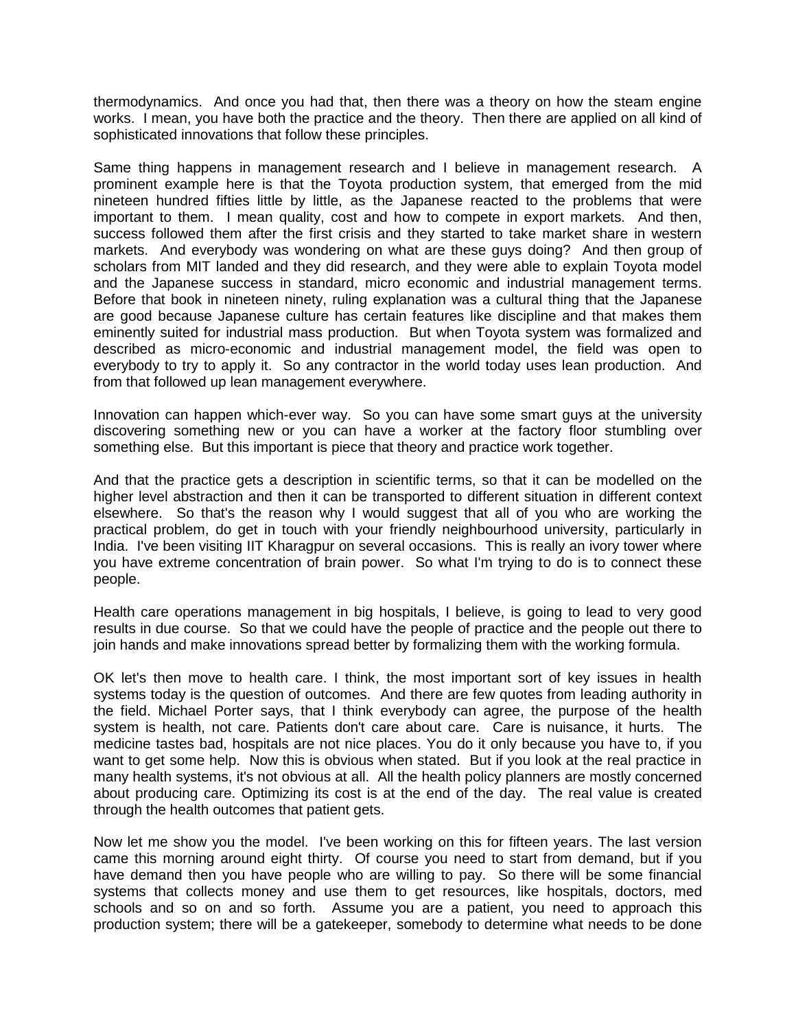thermodynamics. And once you had that, then there was a theory on how the steam engine works. I mean, you have both the practice and the theory. Then there are applied on all kind of sophisticated innovations that follow these principles.

Same thing happens in management research and I believe in management research. A prominent example here is that the Toyota production system, that emerged from the mid nineteen hundred fifties little by little, as the Japanese reacted to the problems that were important to them. I mean quality, cost and how to compete in export markets. And then, success followed them after the first crisis and they started to take market share in western markets. And everybody was wondering on what are these guys doing? And then group of scholars from MIT landed and they did research, and they were able to explain Toyota model and the Japanese success in standard, micro economic and industrial management terms. Before that book in nineteen ninety, ruling explanation was a cultural thing that the Japanese are good because Japanese culture has certain features like discipline and that makes them eminently suited for industrial mass production. But when Toyota system was formalized and described as micro-economic and industrial management model, the field was open to everybody to try to apply it. So any contractor in the world today uses lean production. And from that followed up lean management everywhere.

Innovation can happen which-ever way. So you can have some smart guys at the university discovering something new or you can have a worker at the factory floor stumbling over something else. But this important is piece that theory and practice work together.

And that the practice gets a description in scientific terms, so that it can be modelled on the higher level abstraction and then it can be transported to different situation in different context elsewhere. So that's the reason why I would suggest that all of you who are working the practical problem, do get in touch with your friendly neighbourhood university, particularly in India. I've been visiting IIT Kharagpur on several occasions. This is really an ivory tower where you have extreme concentration of brain power. So what I'm trying to do is to connect these people.

Health care operations management in big hospitals, I believe, is going to lead to very good results in due course. So that we could have the people of practice and the people out there to join hands and make innovations spread better by formalizing them with the working formula.

OK let's then move to health care. I think, the most important sort of key issues in health systems today is the question of outcomes. And there are few quotes from leading authority in the field. Michael Porter says, that I think everybody can agree, the purpose of the health system is health, not care. Patients don't care about care. Care is nuisance, it hurts. The medicine tastes bad, hospitals are not nice places. You do it only because you have to, if you want to get some help. Now this is obvious when stated. But if you look at the real practice in many health systems, it's not obvious at all. All the health policy planners are mostly concerned about producing care. Optimizing its cost is at the end of the day. The real value is created through the health outcomes that patient gets.

Now let me show you the model. I've been working on this for fifteen years. The last version came this morning around eight thirty. Of course you need to start from demand, but if you have demand then you have people who are willing to pay. So there will be some financial systems that collects money and use them to get resources, like hospitals, doctors, med schools and so on and so forth. Assume you are a patient, you need to approach this production system; there will be a gatekeeper, somebody to determine what needs to be done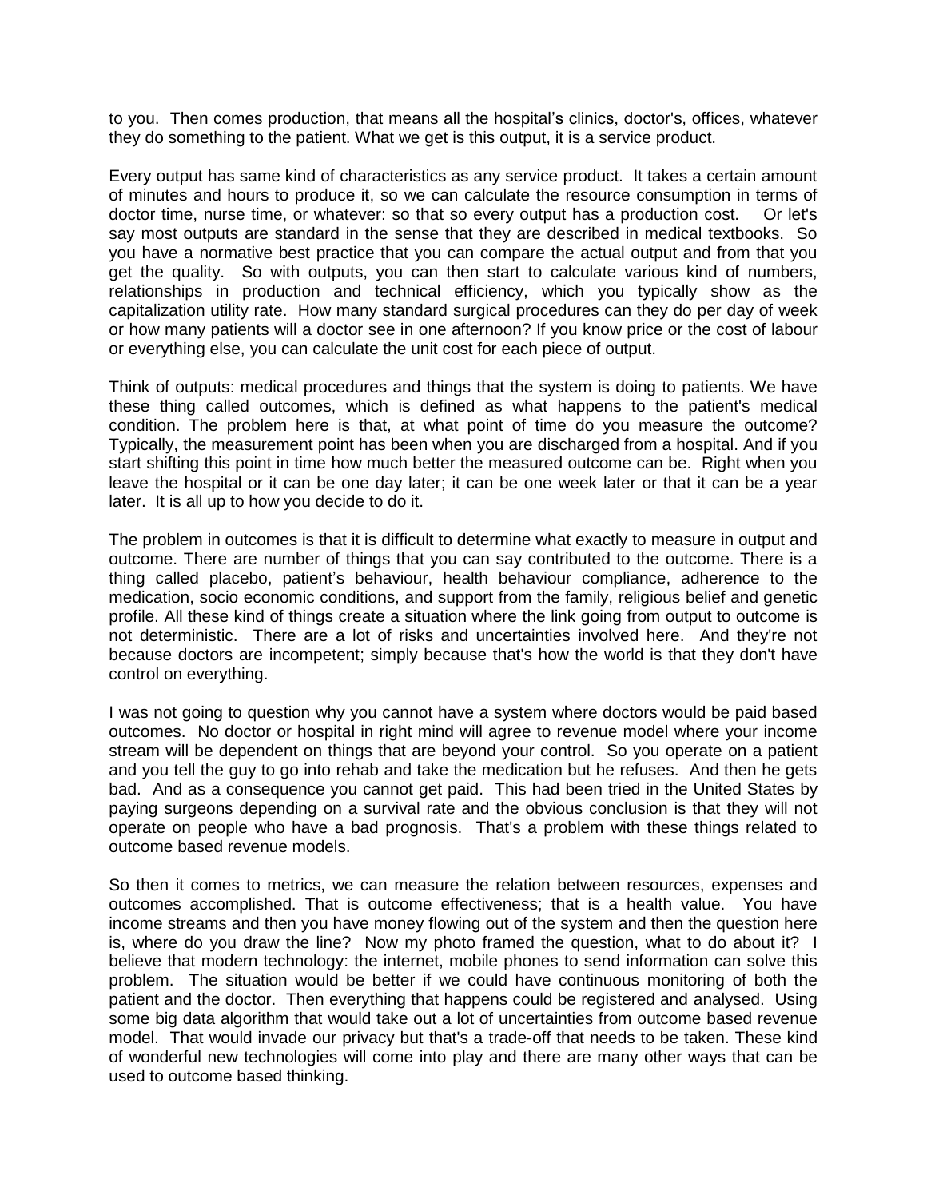to you. Then comes production, that means all the hospital's clinics, doctor's, offices, whatever they do something to the patient. What we get is this output, it is a service product.

Every output has same kind of characteristics as any service product. It takes a certain amount of minutes and hours to produce it, so we can calculate the resource consumption in terms of doctor time, nurse time, or whatever: so that so every output has a production cost. Or let's say most outputs are standard in the sense that they are described in medical textbooks. So you have a normative best practice that you can compare the actual output and from that you get the quality. So with outputs, you can then start to calculate various kind of numbers, relationships in production and technical efficiency, which you typically show as the capitalization utility rate. How many standard surgical procedures can they do per day of week or how many patients will a doctor see in one afternoon? If you know price or the cost of labour or everything else, you can calculate the unit cost for each piece of output.

Think of outputs: medical procedures and things that the system is doing to patients. We have these thing called outcomes, which is defined as what happens to the patient's medical condition. The problem here is that, at what point of time do you measure the outcome? Typically, the measurement point has been when you are discharged from a hospital. And if you start shifting this point in time how much better the measured outcome can be. Right when you leave the hospital or it can be one day later; it can be one week later or that it can be a year later. It is all up to how you decide to do it.

The problem in outcomes is that it is difficult to determine what exactly to measure in output and outcome. There are number of things that you can say contributed to the outcome. There is a thing called placebo, patient's behaviour, health behaviour compliance, adherence to the medication, socio economic conditions, and support from the family, religious belief and genetic profile. All these kind of things create a situation where the link going from output to outcome is not deterministic. There are a lot of risks and uncertainties involved here. And they're not because doctors are incompetent; simply because that's how the world is that they don't have control on everything.

I was not going to question why you cannot have a system where doctors would be paid based outcomes. No doctor or hospital in right mind will agree to revenue model where your income stream will be dependent on things that are beyond your control. So you operate on a patient and you tell the guy to go into rehab and take the medication but he refuses. And then he gets bad. And as a consequence you cannot get paid. This had been tried in the United States by paying surgeons depending on a survival rate and the obvious conclusion is that they will not operate on people who have a bad prognosis. That's a problem with these things related to outcome based revenue models.

So then it comes to metrics, we can measure the relation between resources, expenses and outcomes accomplished. That is outcome effectiveness; that is a health value. You have income streams and then you have money flowing out of the system and then the question here is, where do you draw the line? Now my photo framed the question, what to do about it? I believe that modern technology: the internet, mobile phones to send information can solve this problem. The situation would be better if we could have continuous monitoring of both the patient and the doctor. Then everything that happens could be registered and analysed. Using some big data algorithm that would take out a lot of uncertainties from outcome based revenue model. That would invade our privacy but that's a trade-off that needs to be taken. These kind of wonderful new technologies will come into play and there are many other ways that can be used to outcome based thinking.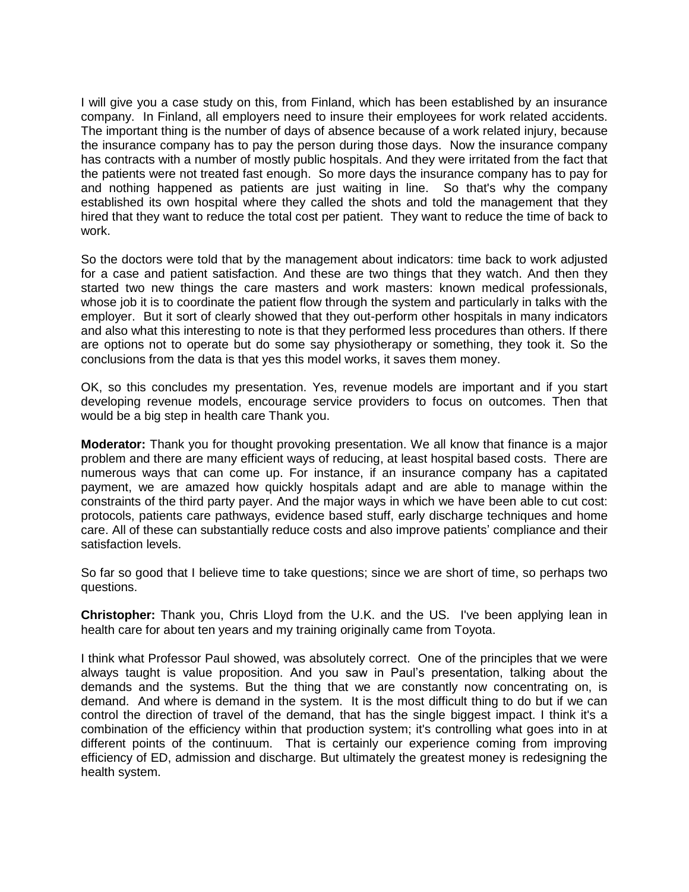I will give you a case study on this, from Finland, which has been established by an insurance company. In Finland, all employers need to insure their employees for work related accidents. The important thing is the number of days of absence because of a work related injury, because the insurance company has to pay the person during those days. Now the insurance company has contracts with a number of mostly public hospitals. And they were irritated from the fact that the patients were not treated fast enough. So more days the insurance company has to pay for and nothing happened as patients are just waiting in line. So that's why the company established its own hospital where they called the shots and told the management that they hired that they want to reduce the total cost per patient. They want to reduce the time of back to work.

So the doctors were told that by the management about indicators: time back to work adjusted for a case and patient satisfaction. And these are two things that they watch. And then they started two new things the care masters and work masters: known medical professionals, whose job it is to coordinate the patient flow through the system and particularly in talks with the employer. But it sort of clearly showed that they out-perform other hospitals in many indicators and also what this interesting to note is that they performed less procedures than others. If there are options not to operate but do some say physiotherapy or something, they took it. So the conclusions from the data is that yes this model works, it saves them money.

OK, so this concludes my presentation. Yes, revenue models are important and if you start developing revenue models, encourage service providers to focus on outcomes. Then that would be a big step in health care Thank you.

**Moderator:** Thank you for thought provoking presentation. We all know that finance is a major problem and there are many efficient ways of reducing, at least hospital based costs. There are numerous ways that can come up. For instance, if an insurance company has a capitated payment, we are amazed how quickly hospitals adapt and are able to manage within the constraints of the third party payer. And the major ways in which we have been able to cut cost: protocols, patients care pathways, evidence based stuff, early discharge techniques and home care. All of these can substantially reduce costs and also improve patients' compliance and their satisfaction levels.

So far so good that I believe time to take questions; since we are short of time, so perhaps two questions.

**Christopher:** Thank you, Chris Lloyd from the U.K. and the US. I've been applying lean in health care for about ten years and my training originally came from Toyota.

I think what Professor Paul showed, was absolutely correct. One of the principles that we were always taught is value proposition. And you saw in Paul's presentation, talking about the demands and the systems. But the thing that we are constantly now concentrating on, is demand. And where is demand in the system. It is the most difficult thing to do but if we can control the direction of travel of the demand, that has the single biggest impact. I think it's a combination of the efficiency within that production system; it's controlling what goes into in at different points of the continuum. That is certainly our experience coming from improving efficiency of ED, admission and discharge. But ultimately the greatest money is redesigning the health system.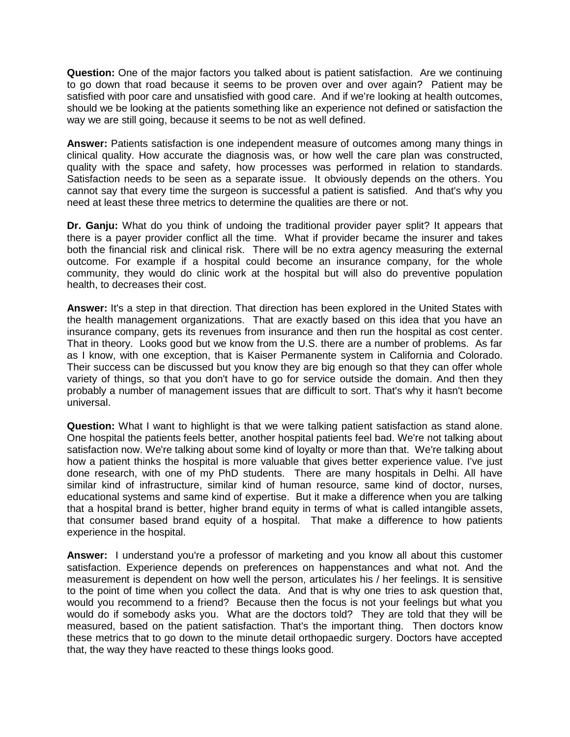**Question:** One of the major factors you talked about is patient satisfaction. Are we continuing to go down that road because it seems to be proven over and over again? Patient may be satisfied with poor care and unsatisfied with good care. And if we're looking at health outcomes, should we be looking at the patients something like an experience not defined or satisfaction the way we are still going, because it seems to be not as well defined.

**Answer:** Patients satisfaction is one independent measure of outcomes among many things in clinical quality. How accurate the diagnosis was, or how well the care plan was constructed, quality with the space and safety, how processes was performed in relation to standards. Satisfaction needs to be seen as a separate issue. It obviously depends on the others. You cannot say that every time the surgeon is successful a patient is satisfied. And that's why you need at least these three metrics to determine the qualities are there or not.

**Dr. Ganju:** What do you think of undoing the traditional provider payer split? It appears that there is a payer provider conflict all the time. What if provider became the insurer and takes both the financial risk and clinical risk. There will be no extra agency measuring the external outcome. For example if a hospital could become an insurance company, for the whole community, they would do clinic work at the hospital but will also do preventive population health, to decreases their cost.

**Answer:** It's a step in that direction. That direction has been explored in the United States with the health management organizations. That are exactly based on this idea that you have an insurance company, gets its revenues from insurance and then run the hospital as cost center. That in theory. Looks good but we know from the U.S. there are a number of problems. As far as I know, with one exception, that is Kaiser Permanente system in California and Colorado. Their success can be discussed but you know they are big enough so that they can offer whole variety of things, so that you don't have to go for service outside the domain. And then they probably a number of management issues that are difficult to sort. That's why it hasn't become universal.

**Question:** What I want to highlight is that we were talking patient satisfaction as stand alone. One hospital the patients feels better, another hospital patients feel bad. We're not talking about satisfaction now. We're talking about some kind of loyalty or more than that. We're talking about how a patient thinks the hospital is more valuable that gives better experience value. I've just done research, with one of my PhD students. There are many hospitals in Delhi. All have similar kind of infrastructure, similar kind of human resource, same kind of doctor, nurses, educational systems and same kind of expertise. But it make a difference when you are talking that a hospital brand is better, higher brand equity in terms of what is called intangible assets, that consumer based brand equity of a hospital. That make a difference to how patients experience in the hospital.

**Answer:** I understand you're a professor of marketing and you know all about this customer satisfaction. Experience depends on preferences on happenstances and what not. And the measurement is dependent on how well the person, articulates his / her feelings. It is sensitive to the point of time when you collect the data. And that is why one tries to ask question that, would you recommend to a friend? Because then the focus is not your feelings but what you would do if somebody asks you. What are the doctors told? They are told that they will be measured, based on the patient satisfaction. That's the important thing. Then doctors know these metrics that to go down to the minute detail orthopaedic surgery. Doctors have accepted that, the way they have reacted to these things looks good.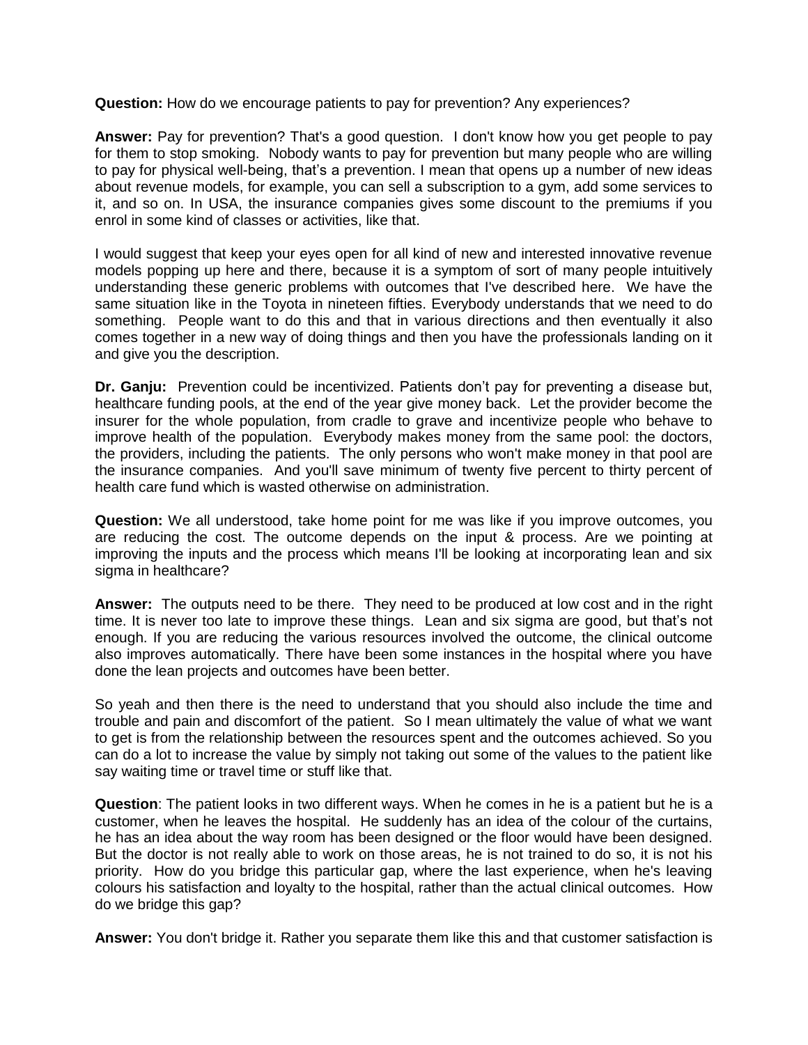**Question:** How do we encourage patients to pay for prevention? Any experiences?

**Answer:** Pay for prevention? That's a good question. I don't know how you get people to pay for them to stop smoking. Nobody wants to pay for prevention but many people who are willing to pay for physical well-being, that's a prevention. I mean that opens up a number of new ideas about revenue models, for example, you can sell a subscription to a gym, add some services to it, and so on. In USA, the insurance companies gives some discount to the premiums if you enrol in some kind of classes or activities, like that.

I would suggest that keep your eyes open for all kind of new and interested innovative revenue models popping up here and there, because it is a symptom of sort of many people intuitively understanding these generic problems with outcomes that I've described here. We have the same situation like in the Toyota in nineteen fifties. Everybody understands that we need to do something. People want to do this and that in various directions and then eventually it also comes together in a new way of doing things and then you have the professionals landing on it and give you the description.

**Dr. Ganju:** Prevention could be incentivized. Patients don't pay for preventing a disease but, healthcare funding pools, at the end of the year give money back. Let the provider become the insurer for the whole population, from cradle to grave and incentivize people who behave to improve health of the population. Everybody makes money from the same pool: the doctors, the providers, including the patients. The only persons who won't make money in that pool are the insurance companies. And you'll save minimum of twenty five percent to thirty percent of health care fund which is wasted otherwise on administration.

**Question:** We all understood, take home point for me was like if you improve outcomes, you are reducing the cost. The outcome depends on the input & process. Are we pointing at improving the inputs and the process which means I'll be looking at incorporating lean and six sigma in healthcare?

**Answer:** The outputs need to be there. They need to be produced at low cost and in the right time. It is never too late to improve these things. Lean and six sigma are good, but that's not enough. If you are reducing the various resources involved the outcome, the clinical outcome also improves automatically. There have been some instances in the hospital where you have done the lean projects and outcomes have been better.

So yeah and then there is the need to understand that you should also include the time and trouble and pain and discomfort of the patient. So I mean ultimately the value of what we want to get is from the relationship between the resources spent and the outcomes achieved. So you can do a lot to increase the value by simply not taking out some of the values to the patient like say waiting time or travel time or stuff like that.

**Question**: The patient looks in two different ways. When he comes in he is a patient but he is a customer, when he leaves the hospital. He suddenly has an idea of the colour of the curtains, he has an idea about the way room has been designed or the floor would have been designed. But the doctor is not really able to work on those areas, he is not trained to do so, it is not his priority. How do you bridge this particular gap, where the last experience, when he's leaving colours his satisfaction and loyalty to the hospital, rather than the actual clinical outcomes. How do we bridge this gap?

**Answer:** You don't bridge it. Rather you separate them like this and that customer satisfaction is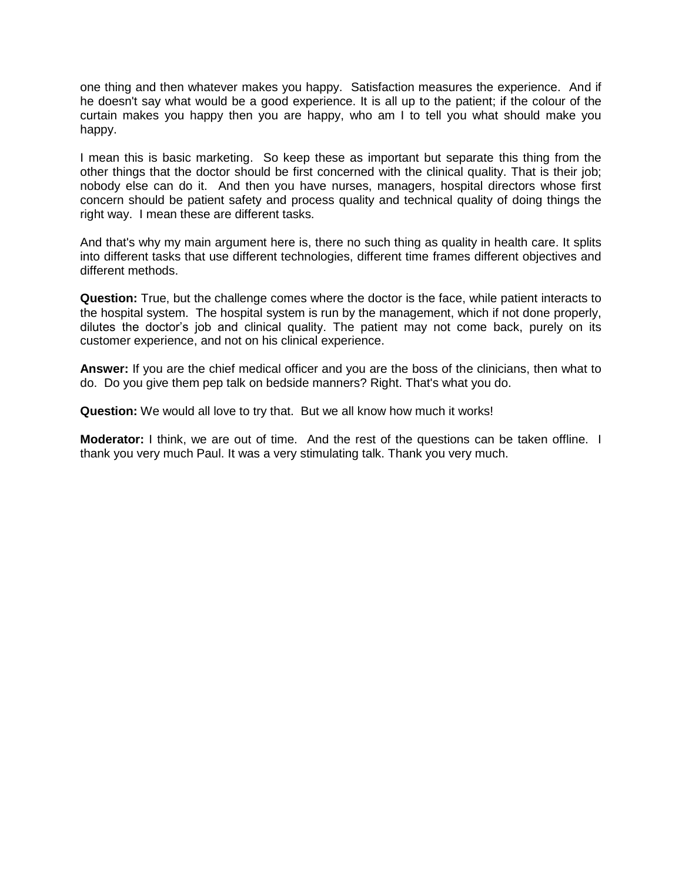one thing and then whatever makes you happy. Satisfaction measures the experience. And if he doesn't say what would be a good experience. It is all up to the patient; if the colour of the curtain makes you happy then you are happy, who am I to tell you what should make you happy.

I mean this is basic marketing. So keep these as important but separate this thing from the other things that the doctor should be first concerned with the clinical quality. That is their job; nobody else can do it. And then you have nurses, managers, hospital directors whose first concern should be patient safety and process quality and technical quality of doing things the right way. I mean these are different tasks.

And that's why my main argument here is, there no such thing as quality in health care. It splits into different tasks that use different technologies, different time frames different objectives and different methods.

**Question:** True, but the challenge comes where the doctor is the face, while patient interacts to the hospital system. The hospital system is run by the management, which if not done properly, dilutes the doctor's job and clinical quality. The patient may not come back, purely on its customer experience, and not on his clinical experience.

**Answer:** If you are the chief medical officer and you are the boss of the clinicians, then what to do. Do you give them pep talk on bedside manners? Right. That's what you do.

**Question:** We would all love to try that. But we all know how much it works!

**Moderator:** I think, we are out of time. And the rest of the questions can be taken offline. I thank you very much Paul. It was a very stimulating talk. Thank you very much.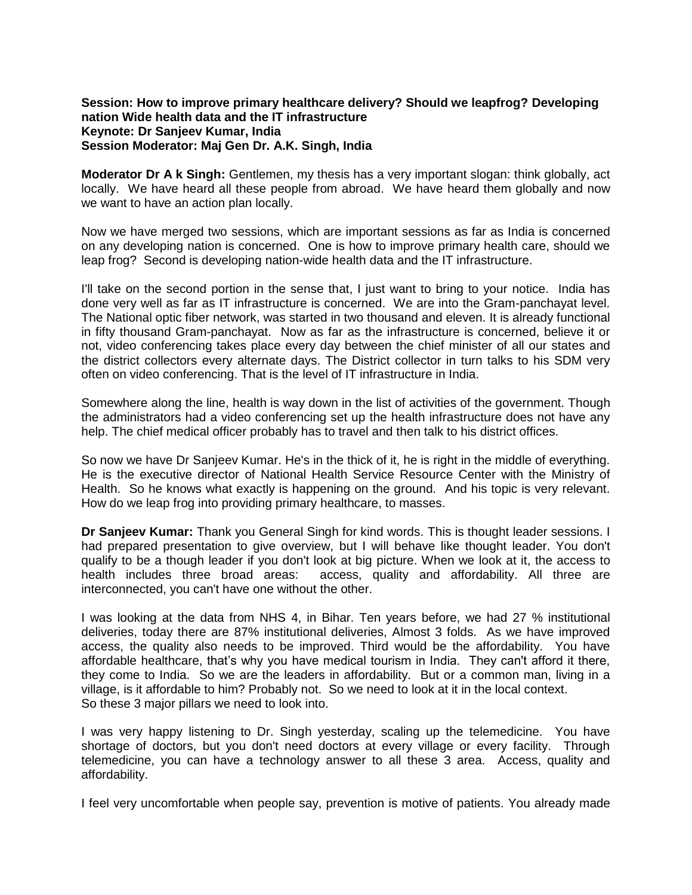**Session: How to improve primary healthcare delivery? Should we leapfrog? Developing nation Wide health data and the IT infrastructure**
**Keynote: Dr Sanjeev Kumar, India**
**Session Moderator: Maj Gen Dr. A.K. Singh, India**

**Moderator Dr A k Singh:** Gentlemen, my thesis has a very important slogan: think globally, act locally. We have heard all these people from abroad. We have heard them globally and now we want to have an action plan locally.

Now we have merged two sessions, which are important sessions as far as India is concerned on any developing nation is concerned. One is how to improve primary health care, should we leap frog? Second is developing nation-wide health data and the IT infrastructure.

I'll take on the second portion in the sense that, I just want to bring to your notice. India has done very well as far as IT infrastructure is concerned. We are into the Gram-panchayat level. The National optic fiber network, was started in two thousand and eleven. It is already functional in fifty thousand Gram-panchayat. Now as far as the infrastructure is concerned, believe it or not, video conferencing takes place every day between the chief minister of all our states and the district collectors every alternate days. The District collector in turn talks to his SDM very often on video conferencing. That is the level of IT infrastructure in India.

Somewhere along the line, health is way down in the list of activities of the government. Though the administrators had a video conferencing set up the health infrastructure does not have any help. The chief medical officer probably has to travel and then talk to his district offices.

So now we have Dr Sanjeev Kumar. He's in the thick of it, he is right in the middle of everything. He is the executive director of National Health Service Resource Center with the Ministry of Health. So he knows what exactly is happening on the ground. And his topic is very relevant. How do we leap frog into providing primary healthcare, to masses.

**Dr Sanjeev Kumar:** Thank you General Singh for kind words. This is thought leader sessions. I had prepared presentation to give overview, but I will behave like thought leader. You don't qualify to be a though leader if you don't look at big picture. When we look at it, the access to health includes three broad areas: access, quality and affordability. All three are interconnected, you can't have one without the other.

I was looking at the data from NHS 4, in Bihar. Ten years before, we had 27 % institutional deliveries, today there are 87% institutional deliveries, Almost 3 folds. As we have improved access, the quality also needs to be improved. Third would be the affordability. You have affordable healthcare, that's why you have medical tourism in India. They can't afford it there, they come to India. So we are the leaders in affordability. But or a common man, living in a village, is it affordable to him? Probably not. So we need to look at it in the local context.
So these 3 major pillars we need to look into.

I was very happy listening to Dr. Singh yesterday, scaling up the telemedicine. You have shortage of doctors, but you don't need doctors at every village or every facility. Through telemedicine, you can have a technology answer to all these 3 area. Access, quality and affordability.

I feel very uncomfortable when people say, prevention is motive of patients. You already made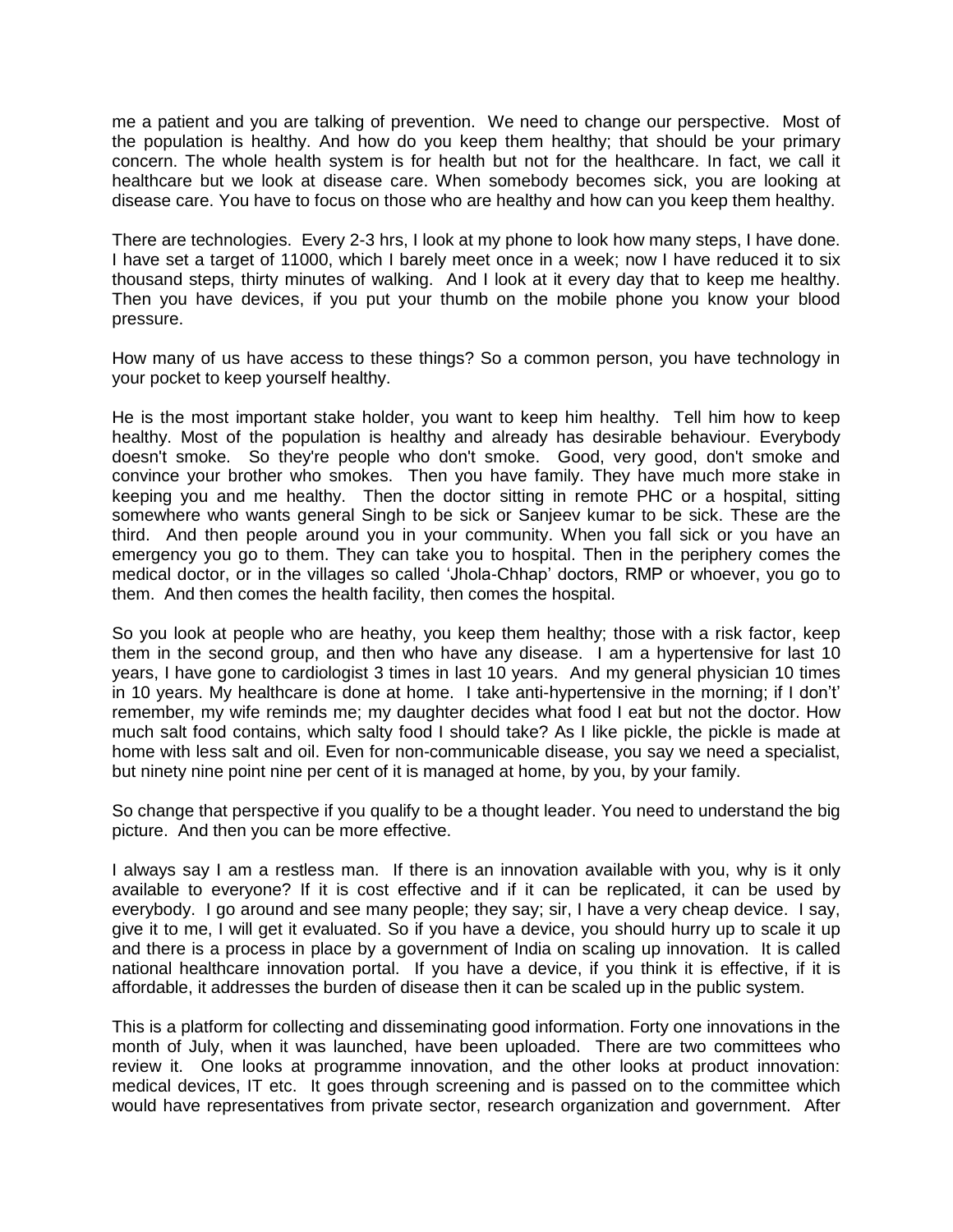me a patient and you are talking of prevention. We need to change our perspective. Most of the population is healthy. And how do you keep them healthy; that should be your primary concern. The whole health system is for health but not for the healthcare. In fact, we call it healthcare but we look at disease care. When somebody becomes sick, you are looking at disease care. You have to focus on those who are healthy and how can you keep them healthy.

There are technologies. Every 2-3 hrs, I look at my phone to look how many steps, I have done. I have set a target of 11000, which I barely meet once in a week; now I have reduced it to six thousand steps, thirty minutes of walking. And I look at it every day that to keep me healthy. Then you have devices, if you put your thumb on the mobile phone you know your blood pressure.

How many of us have access to these things? So a common person, you have technology in your pocket to keep yourself healthy.

He is the most important stake holder, you want to keep him healthy. Tell him how to keep healthy. Most of the population is healthy and already has desirable behaviour. Everybody doesn't smoke. So they're people who don't smoke. Good, very good, don't smoke and convince your brother who smokes. Then you have family. They have much more stake in keeping you and me healthy. Then the doctor sitting in remote PHC or a hospital, sitting somewhere who wants general Singh to be sick or Sanjeev kumar to be sick. These are the third. And then people around you in your community. When you fall sick or you have an emergency you go to them. They can take you to hospital. Then in the periphery comes the medical doctor, or in the villages so called 'Jhola-Chhap' doctors, RMP or whoever, you go to them. And then comes the health facility, then comes the hospital.

So you look at people who are heathy, you keep them healthy; those with a risk factor, keep them in the second group, and then who have any disease. I am a hypertensive for last 10 years, I have gone to cardiologist 3 times in last 10 years. And my general physician 10 times in 10 years. My healthcare is done at home. I take anti-hypertensive in the morning; if I don't' remember, my wife reminds me; my daughter decides what food I eat but not the doctor. How much salt food contains, which salty food I should take? As I like pickle, the pickle is made at home with less salt and oil. Even for non-communicable disease, you say we need a specialist, but ninety nine point nine per cent of it is managed at home, by you, by your family.

So change that perspective if you qualify to be a thought leader. You need to understand the big picture. And then you can be more effective.

I always say I am a restless man. If there is an innovation available with you, why is it only available to everyone? If it is cost effective and if it can be replicated, it can be used by everybody. I go around and see many people; they say; sir, I have a very cheap device. I say, give it to me, I will get it evaluated. So if you have a device, you should hurry up to scale it up and there is a process in place by a government of India on scaling up innovation. It is called national healthcare innovation portal. If you have a device, if you think it is effective, if it is affordable, it addresses the burden of disease then it can be scaled up in the public system.

This is a platform for collecting and disseminating good information. Forty one innovations in the month of July, when it was launched, have been uploaded. There are two committees who review it. One looks at programme innovation, and the other looks at product innovation: medical devices, IT etc. It goes through screening and is passed on to the committee which would have representatives from private sector, research organization and government. After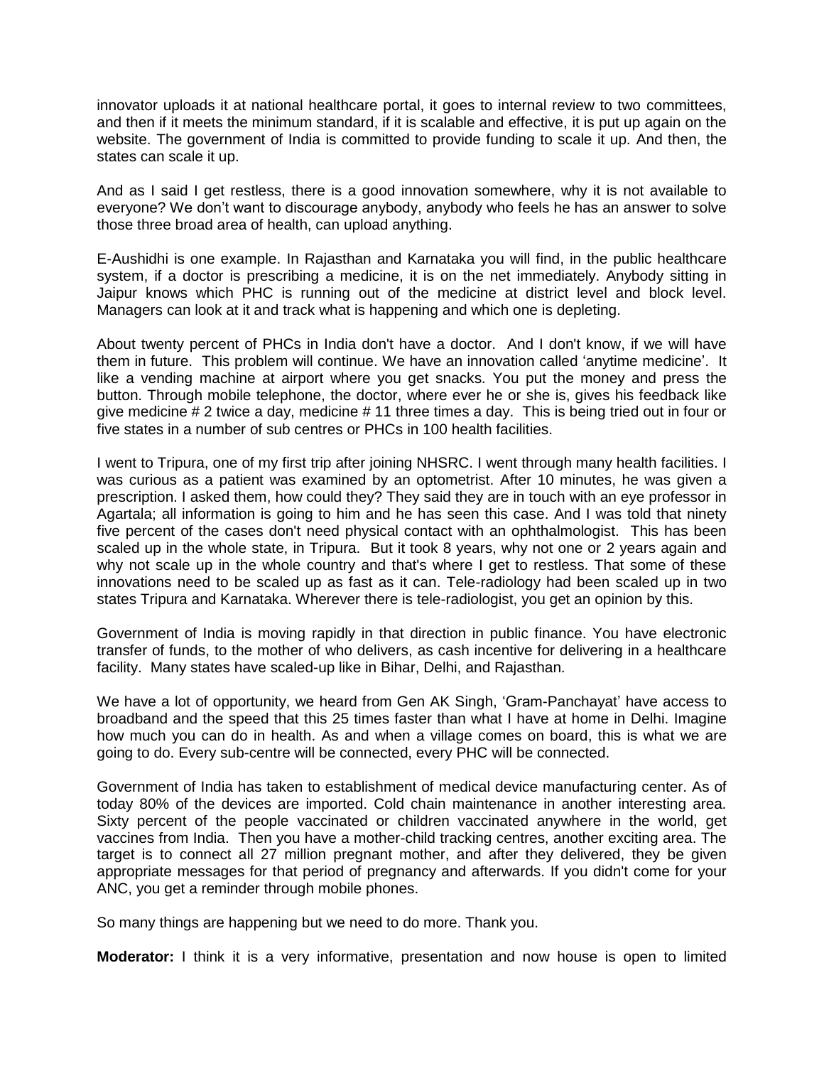innovator uploads it at national healthcare portal, it goes to internal review to two committees, and then if it meets the minimum standard, if it is scalable and effective, it is put up again on the website. The government of India is committed to provide funding to scale it up. And then, the states can scale it up.

And as I said I get restless, there is a good innovation somewhere, why it is not available to everyone? We don't want to discourage anybody, anybody who feels he has an answer to solve those three broad area of health, can upload anything.

E-Aushidhi is one example. In Rajasthan and Karnataka you will find, in the public healthcare system, if a doctor is prescribing a medicine, it is on the net immediately. Anybody sitting in Jaipur knows which PHC is running out of the medicine at district level and block level. Managers can look at it and track what is happening and which one is depleting.

About twenty percent of PHCs in India don't have a doctor. And I don't know, if we will have them in future. This problem will continue. We have an innovation called 'anytime medicine'. It like a vending machine at airport where you get snacks. You put the money and press the button. Through mobile telephone, the doctor, where ever he or she is, gives his feedback like give medicine # 2 twice a day, medicine # 11 three times a day. This is being tried out in four or five states in a number of sub centres or PHCs in 100 health facilities.

I went to Tripura, one of my first trip after joining NHSRC. I went through many health facilities. I was curious as a patient was examined by an optometrist. After 10 minutes, he was given a prescription. I asked them, how could they? They said they are in touch with an eye professor in Agartala; all information is going to him and he has seen this case. And I was told that ninety five percent of the cases don't need physical contact with an ophthalmologist. This has been scaled up in the whole state, in Tripura. But it took 8 years, why not one or 2 years again and why not scale up in the whole country and that's where I get to restless. That some of these innovations need to be scaled up as fast as it can. Tele-radiology had been scaled up in two states Tripura and Karnataka. Wherever there is tele-radiologist, you get an opinion by this.

Government of India is moving rapidly in that direction in public finance. You have electronic transfer of funds, to the mother of who delivers, as cash incentive for delivering in a healthcare facility. Many states have scaled-up like in Bihar, Delhi, and Rajasthan.

We have a lot of opportunity, we heard from Gen AK Singh, 'Gram-Panchayat' have access to broadband and the speed that this 25 times faster than what I have at home in Delhi. Imagine how much you can do in health. As and when a village comes on board, this is what we are going to do. Every sub-centre will be connected, every PHC will be connected.

Government of India has taken to establishment of medical device manufacturing center. As of today 80% of the devices are imported. Cold chain maintenance in another interesting area. Sixty percent of the people vaccinated or children vaccinated anywhere in the world, get vaccines from India. Then you have a mother-child tracking centres, another exciting area. The target is to connect all 27 million pregnant mother, and after they delivered, they be given appropriate messages for that period of pregnancy and afterwards. If you didn't come for your ANC, you get a reminder through mobile phones.

So many things are happening but we need to do more. Thank you.

**Moderator:** I think it is a very informative, presentation and now house is open to limited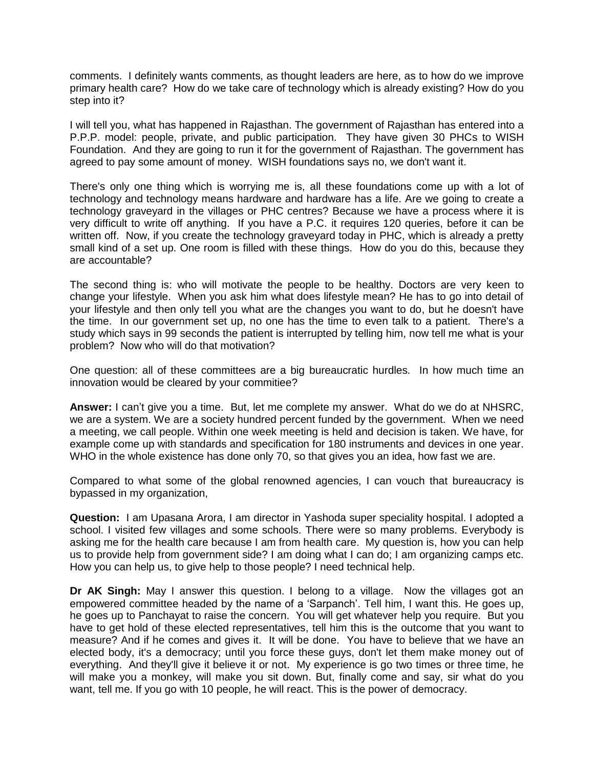comments. I definitely wants comments, as thought leaders are here, as to how do we improve primary health care? How do we take care of technology which is already existing? How do you step into it?

I will tell you, what has happened in Rajasthan. The government of Rajasthan has entered into a P.P.P. model: people, private, and public participation. They have given 30 PHCs to WISH Foundation. And they are going to run it for the government of Rajasthan. The government has agreed to pay some amount of money. WISH foundations says no, we don't want it.

There's only one thing which is worrying me is, all these foundations come up with a lot of technology and technology means hardware and hardware has a life. Are we going to create a technology graveyard in the villages or PHC centres? Because we have a process where it is very difficult to write off anything. If you have a P.C. it requires 120 queries, before it can be written off. Now, if you create the technology graveyard today in PHC, which is already a pretty small kind of a set up. One room is filled with these things. How do you do this, because they are accountable?

The second thing is: who will motivate the people to be healthy. Doctors are very keen to change your lifestyle. When you ask him what does lifestyle mean? He has to go into detail of your lifestyle and then only tell you what are the changes you want to do, but he doesn't have the time. In our government set up, no one has the time to even talk to a patient. There's a study which says in 99 seconds the patient is interrupted by telling him, now tell me what is your problem? Now who will do that motivation?

One question: all of these committees are a big bureaucratic hurdles. In how much time an innovation would be cleared by your commitiee?

**Answer:** I can't give you a time. But, let me complete my answer. What do we do at NHSRC, we are a system. We are a society hundred percent funded by the government. When we need a meeting, we call people. Within one week meeting is held and decision is taken. We have, for example come up with standards and specification for 180 instruments and devices in one year. WHO in the whole existence has done only 70, so that gives you an idea, how fast we are.

Compared to what some of the global renowned agencies, I can vouch that bureaucracy is bypassed in my organization,

**Question:** I am Upasana Arora, I am director in Yashoda super speciality hospital. I adopted a school. I visited few villages and some schools. There were so many problems. Everybody is asking me for the health care because I am from health care. My question is, how you can help us to provide help from government side? I am doing what I can do; I am organizing camps etc. How you can help us, to give help to those people? I need technical help.

**Dr AK Singh:** May I answer this question. I belong to a village. Now the villages got an empowered committee headed by the name of a 'Sarpanch'. Tell him, I want this. He goes up, he goes up to Panchayat to raise the concern. You will get whatever help you require. But you have to get hold of these elected representatives, tell him this is the outcome that you want to measure? And if he comes and gives it. It will be done. You have to believe that we have an elected body, it's a democracy; until you force these guys, don't let them make money out of everything. And they'll give it believe it or not. My experience is go two times or three time, he will make you a monkey, will make you sit down. But, finally come and say, sir what do you want, tell me. If you go with 10 people, he will react. This is the power of democracy.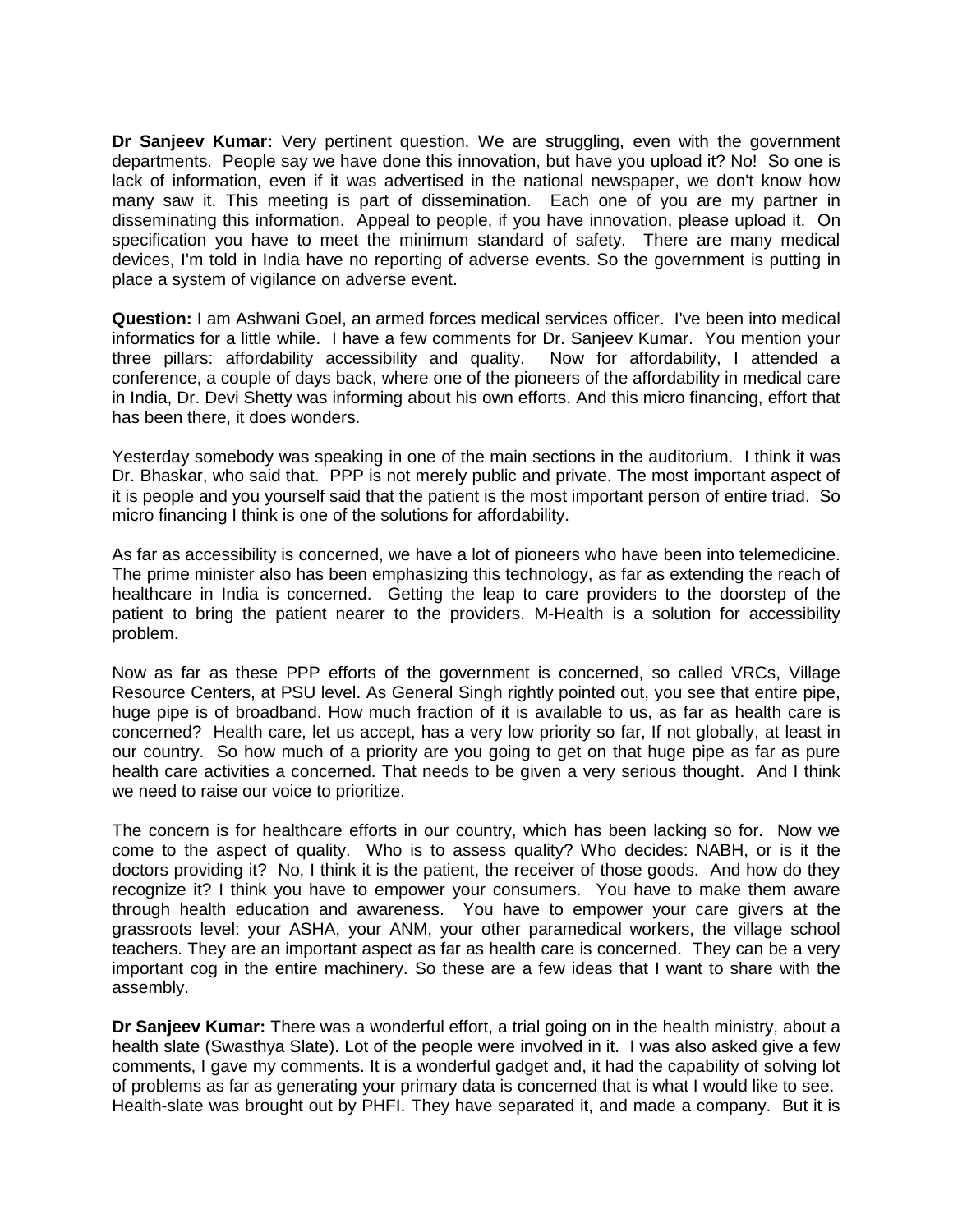**Dr Sanjeev Kumar:** Very pertinent question. We are struggling, even with the government departments. People say we have done this innovation, but have you upload it? No! So one is lack of information, even if it was advertised in the national newspaper, we don't know how many saw it. This meeting is part of dissemination. Each one of you are my partner in disseminating this information. Appeal to people, if you have innovation, please upload it. On specification you have to meet the minimum standard of safety. There are many medical devices, I'm told in India have no reporting of adverse events. So the government is putting in place a system of vigilance on adverse event.

**Question:** I am Ashwani Goel, an armed forces medical services officer. I've been into medical informatics for a little while. I have a few comments for Dr. Sanjeev Kumar. You mention your three pillars: affordability accessibility and quality. Now for affordability, I attended a conference, a couple of days back, where one of the pioneers of the affordability in medical care in India, Dr. Devi Shetty was informing about his own efforts. And this micro financing, effort that has been there, it does wonders.

Yesterday somebody was speaking in one of the main sections in the auditorium. I think it was Dr. Bhaskar, who said that. PPP is not merely public and private. The most important aspect of it is people and you yourself said that the patient is the most important person of entire triad. So micro financing I think is one of the solutions for affordability.

As far as accessibility is concerned, we have a lot of pioneers who have been into telemedicine. The prime minister also has been emphasizing this technology, as far as extending the reach of healthcare in India is concerned. Getting the leap to care providers to the doorstep of the patient to bring the patient nearer to the providers. M-Health is a solution for accessibility problem.

Now as far as these PPP efforts of the government is concerned, so called VRCs, Village Resource Centers, at PSU level. As General Singh rightly pointed out, you see that entire pipe, huge pipe is of broadband. How much fraction of it is available to us, as far as health care is concerned? Health care, let us accept, has a very low priority so far, If not globally, at least in our country. So how much of a priority are you going to get on that huge pipe as far as pure health care activities a concerned. That needs to be given a very serious thought. And I think we need to raise our voice to prioritize.

The concern is for healthcare efforts in our country, which has been lacking so for. Now we come to the aspect of quality. Who is to assess quality? Who decides: NABH, or is it the doctors providing it? No, I think it is the patient, the receiver of those goods. And how do they recognize it? I think you have to empower your consumers. You have to make them aware through health education and awareness. You have to empower your care givers at the grassroots level: your ASHA, your ANM, your other paramedical workers, the village school teachers. They are an important aspect as far as health care is concerned. They can be a very important cog in the entire machinery. So these are a few ideas that I want to share with the assembly.

**Dr Sanjeev Kumar:** There was a wonderful effort, a trial going on in the health ministry, about a health slate (Swasthya Slate). Lot of the people were involved in it. I was also asked give a few comments, I gave my comments. It is a wonderful gadget and, it had the capability of solving lot of problems as far as generating your primary data is concerned that is what I would like to see. Health-slate was brought out by PHFI. They have separated it, and made a company. But it is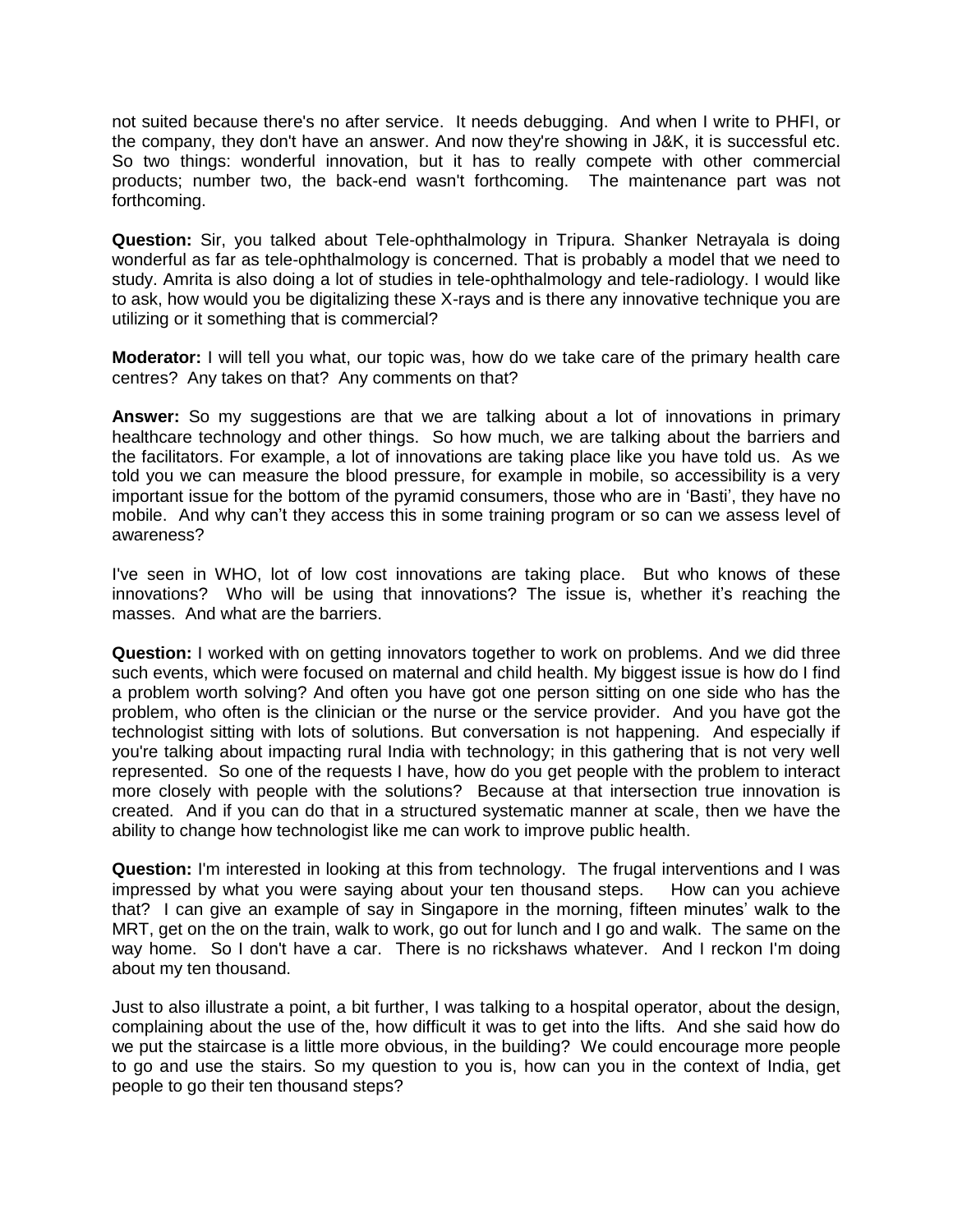not suited because there's no after service. It needs debugging. And when I write to PHFI, or the company, they don't have an answer. And now they're showing in J&K, it is successful etc. So two things: wonderful innovation, but it has to really compete with other commercial products; number two, the back-end wasn't forthcoming. The maintenance part was not forthcoming.

**Question:** Sir, you talked about Tele-ophthalmology in Tripura. Shanker Netrayala is doing wonderful as far as tele-ophthalmology is concerned. That is probably a model that we need to study. Amrita is also doing a lot of studies in tele-ophthalmology and tele-radiology. I would like to ask, how would you be digitalizing these X-rays and is there any innovative technique you are utilizing or it something that is commercial?

**Moderator:** I will tell you what, our topic was, how do we take care of the primary health care centres? Any takes on that? Any comments on that?

**Answer:** So my suggestions are that we are talking about a lot of innovations in primary healthcare technology and other things. So how much, we are talking about the barriers and the facilitators. For example, a lot of innovations are taking place like you have told us. As we told you we can measure the blood pressure, for example in mobile, so accessibility is a very important issue for the bottom of the pyramid consumers, those who are in 'Basti', they have no mobile. And why can't they access this in some training program or so can we assess level of awareness?

I've seen in WHO, lot of low cost innovations are taking place. But who knows of these innovations? Who will be using that innovations? The issue is, whether it's reaching the masses. And what are the barriers.

**Question:** I worked with on getting innovators together to work on problems. And we did three such events, which were focused on maternal and child health. My biggest issue is how do I find a problem worth solving? And often you have got one person sitting on one side who has the problem, who often is the clinician or the nurse or the service provider. And you have got the technologist sitting with lots of solutions. But conversation is not happening. And especially if you're talking about impacting rural India with technology; in this gathering that is not very well represented. So one of the requests I have, how do you get people with the problem to interact more closely with people with the solutions? Because at that intersection true innovation is created. And if you can do that in a structured systematic manner at scale, then we have the ability to change how technologist like me can work to improve public health.

**Question:** I'm interested in looking at this from technology. The frugal interventions and I was impressed by what you were saying about your ten thousand steps. How can you achieve that? I can give an example of say in Singapore in the morning, fifteen minutes' walk to the MRT, get on the on the train, walk to work, go out for lunch and I go and walk. The same on the way home. So I don't have a car. There is no rickshaws whatever. And I reckon I'm doing about my ten thousand.

Just to also illustrate a point, a bit further, I was talking to a hospital operator, about the design, complaining about the use of the, how difficult it was to get into the lifts. And she said how do we put the staircase is a little more obvious, in the building? We could encourage more people to go and use the stairs. So my question to you is, how can you in the context of India, get people to go their ten thousand steps?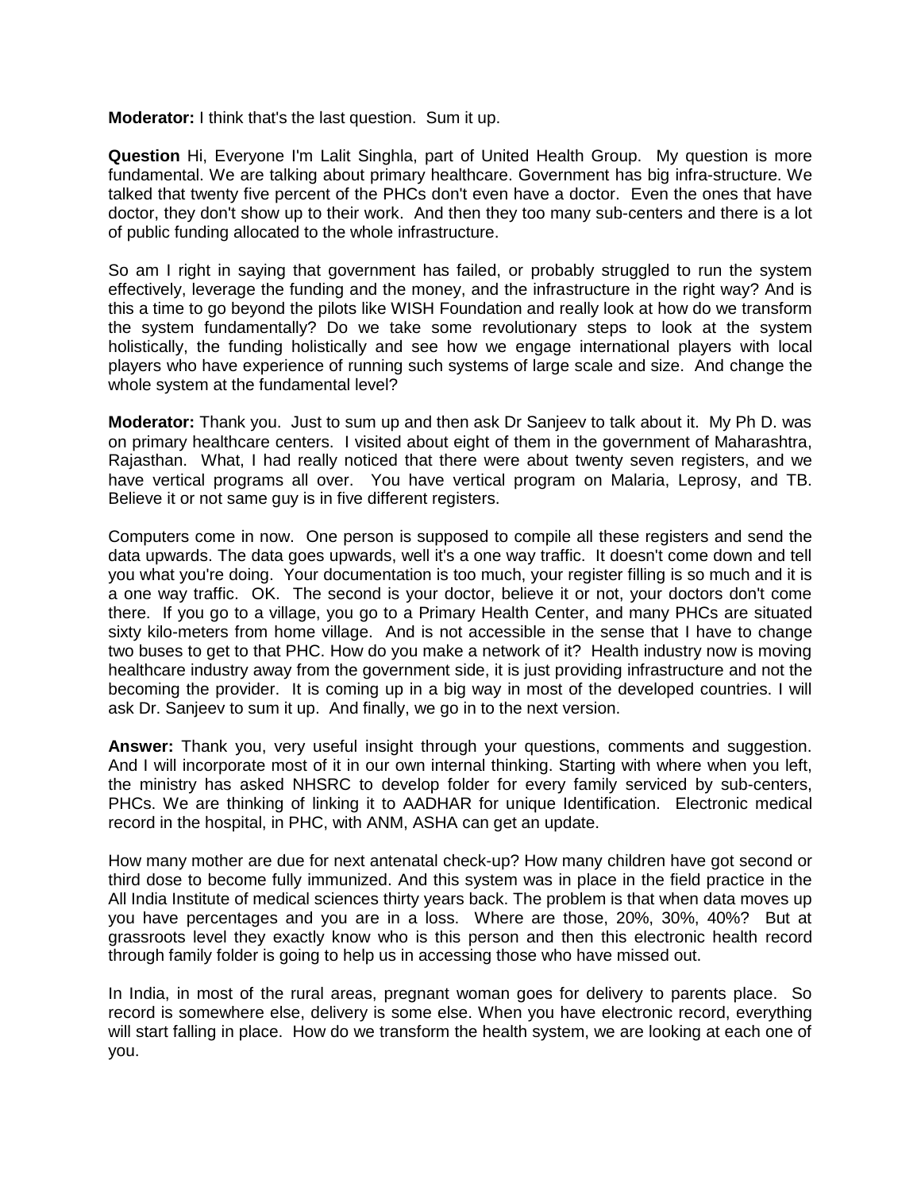**Moderator:** I think that's the last question. Sum it up.

**Question** Hi, Everyone I'm Lalit Singhla, part of United Health Group. My question is more fundamental. We are talking about primary healthcare. Government has big infra-structure. We talked that twenty five percent of the PHCs don't even have a doctor. Even the ones that have doctor, they don't show up to their work. And then they too many sub-centers and there is a lot of public funding allocated to the whole infrastructure.

So am I right in saying that government has failed, or probably struggled to run the system effectively, leverage the funding and the money, and the infrastructure in the right way? And is this a time to go beyond the pilots like WISH Foundation and really look at how do we transform the system fundamentally? Do we take some revolutionary steps to look at the system holistically, the funding holistically and see how we engage international players with local players who have experience of running such systems of large scale and size. And change the whole system at the fundamental level?

**Moderator:** Thank you. Just to sum up and then ask Dr Sanjeev to talk about it. My Ph D. was on primary healthcare centers. I visited about eight of them in the government of Maharashtra, Rajasthan. What, I had really noticed that there were about twenty seven registers, and we have vertical programs all over. You have vertical program on Malaria, Leprosy, and TB. Believe it or not same guy is in five different registers.

Computers come in now. One person is supposed to compile all these registers and send the data upwards. The data goes upwards, well it's a one way traffic. It doesn't come down and tell you what you're doing. Your documentation is too much, your register filling is so much and it is a one way traffic. OK. The second is your doctor, believe it or not, your doctors don't come there. If you go to a village, you go to a Primary Health Center, and many PHCs are situated sixty kilo-meters from home village. And is not accessible in the sense that I have to change two buses to get to that PHC. How do you make a network of it? Health industry now is moving healthcare industry away from the government side, it is just providing infrastructure and not the becoming the provider. It is coming up in a big way in most of the developed countries. I will ask Dr. Sanjeev to sum it up. And finally, we go in to the next version.

**Answer:** Thank you, very useful insight through your questions, comments and suggestion. And I will incorporate most of it in our own internal thinking. Starting with where when you left, the ministry has asked NHSRC to develop folder for every family serviced by sub-centers, PHCs. We are thinking of linking it to AADHAR for unique Identification. Electronic medical record in the hospital, in PHC, with ANM, ASHA can get an update.

How many mother are due for next antenatal check-up? How many children have got second or third dose to become fully immunized. And this system was in place in the field practice in the All India Institute of medical sciences thirty years back. The problem is that when data moves up you have percentages and you are in a loss. Where are those, 20%, 30%, 40%? But at grassroots level they exactly know who is this person and then this electronic health record through family folder is going to help us in accessing those who have missed out.

In India, in most of the rural areas, pregnant woman goes for delivery to parents place. So record is somewhere else, delivery is some else. When you have electronic record, everything will start falling in place. How do we transform the health system, we are looking at each one of you.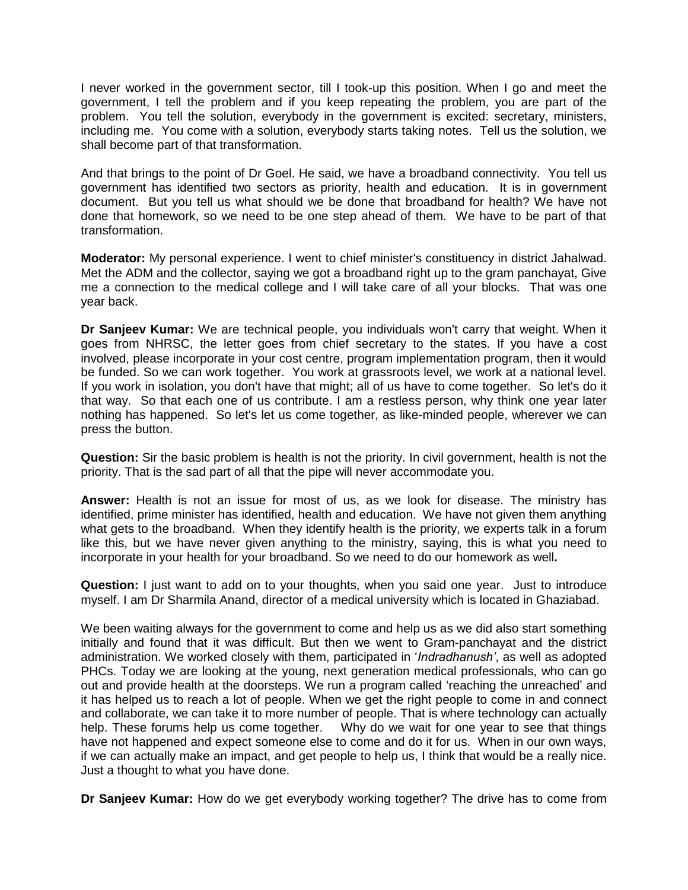I never worked in the government sector, till I took-up this position. When I go and meet the government, I tell the problem and if you keep repeating the problem, you are part of the problem. You tell the solution, everybody in the government is excited: secretary, ministers, including me. You come with a solution, everybody starts taking notes. Tell us the solution, we shall become part of that transformation.

And that brings to the point of Dr Goel. He said, we have a broadband connectivity. You tell us government has identified two sectors as priority, health and education. It is in government document. But you tell us what should we be done that broadband for health? We have not done that homework, so we need to be one step ahead of them. We have to be part of that transformation.

**Moderator:** My personal experience. I went to chief minister's constituency in district Jahalwad. Met the ADM and the collector, saying we got a broadband right up to the gram panchayat, Give me a connection to the medical college and I will take care of all your blocks. That was one year back.

**Dr Sanjeev Kumar:** We are technical people, you individuals won't carry that weight. When it goes from NHRSC, the letter goes from chief secretary to the states. If you have a cost involved, please incorporate in your cost centre, program implementation program, then it would be funded. So we can work together. You work at grassroots level, we work at a national level. If you work in isolation, you don't have that might; all of us have to come together. So let's do it that way. So that each one of us contribute. I am a restless person, why think one year later nothing has happened. So let's let us come together, as like-minded people, wherever we can press the button.

**Question:** Sir the basic problem is health is not the priority. In civil government, health is not the priority. That is the sad part of all that the pipe will never accommodate you.

**Answer:** Health is not an issue for most of us, as we look for disease. The ministry has identified, prime minister has identified, health and education. We have not given them anything what gets to the broadband. When they identify health is the priority, we experts talk in a forum like this, but we have never given anything to the ministry, saying, this is what you need to incorporate in your health for your broadband. So we need to do our homework as well**.**

**Question:** I just want to add on to your thoughts, when you said one year. Just to introduce myself. I am Dr Sharmila Anand, director of a medical university which is located in Ghaziabad.

We been waiting always for the government to come and help us as we did also start something initially and found that it was difficult. But then we went to Gram-panchayat and the district administration. We worked closely with them, participated in '*Indradhanush'*, as well as adopted PHCs. Today we are looking at the young, next generation medical professionals, who can go out and provide health at the doorsteps. We run a program called 'reaching the unreached' and it has helped us to reach a lot of people. When we get the right people to come in and connect and collaborate, we can take it to more number of people. That is where technology can actually help. These forums help us come together. Why do we wait for one year to see that things have not happened and expect someone else to come and do it for us. When in our own ways, if we can actually make an impact, and get people to help us, I think that would be a really nice. Just a thought to what you have done.

**Dr Sanjeev Kumar:** How do we get everybody working together? The drive has to come from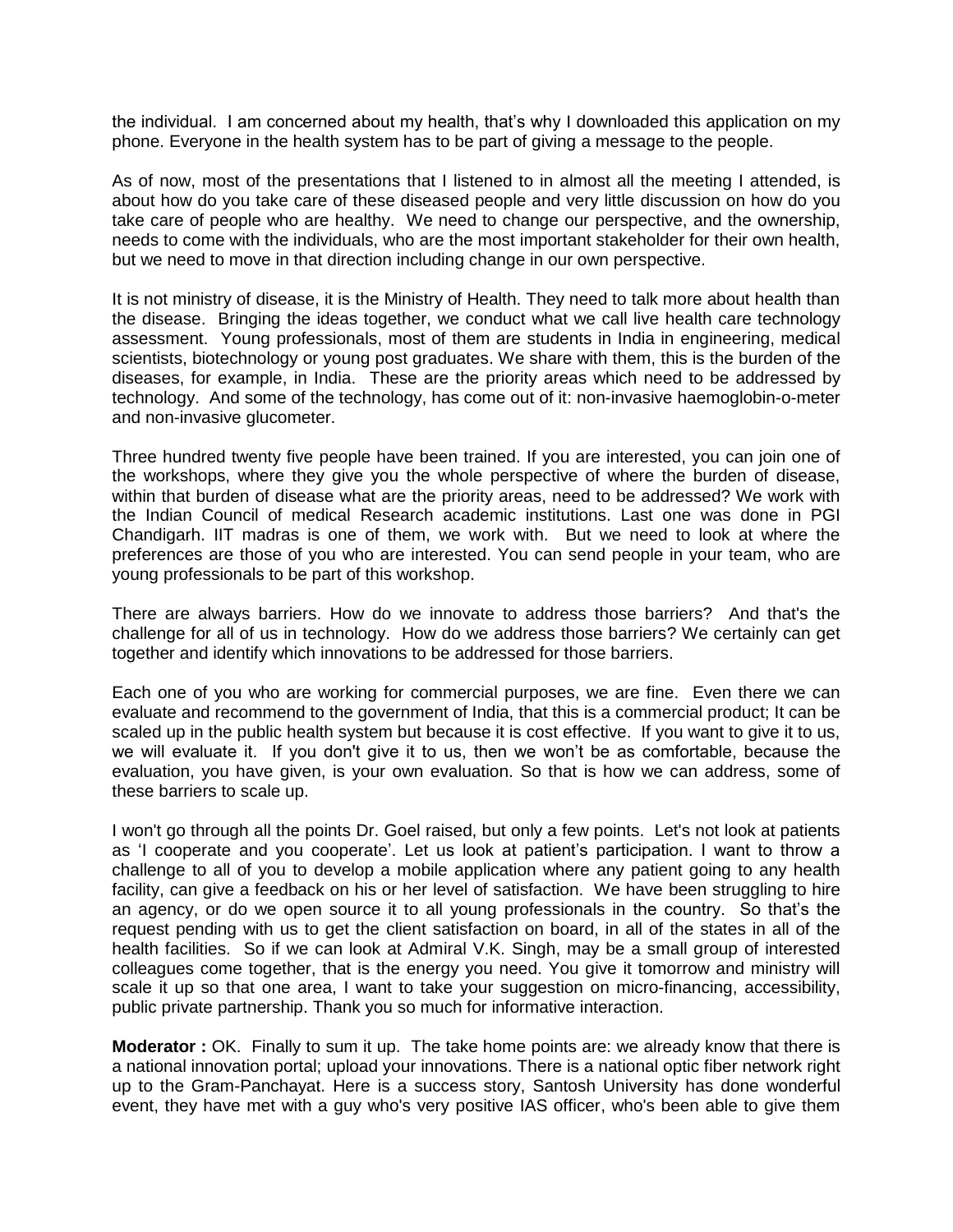the individual. I am concerned about my health, that's why I downloaded this application on my phone. Everyone in the health system has to be part of giving a message to the people.

As of now, most of the presentations that I listened to in almost all the meeting I attended, is about how do you take care of these diseased people and very little discussion on how do you take care of people who are healthy. We need to change our perspective, and the ownership, needs to come with the individuals, who are the most important stakeholder for their own health, but we need to move in that direction including change in our own perspective.

It is not ministry of disease, it is the Ministry of Health. They need to talk more about health than the disease. Bringing the ideas together, we conduct what we call live health care technology assessment. Young professionals, most of them are students in India in engineering, medical scientists, biotechnology or young post graduates. We share with them, this is the burden of the diseases, for example, in India. These are the priority areas which need to be addressed by technology. And some of the technology, has come out of it: non-invasive haemoglobin-o-meter and non-invasive glucometer.

Three hundred twenty five people have been trained. If you are interested, you can join one of the workshops, where they give you the whole perspective of where the burden of disease, within that burden of disease what are the priority areas, need to be addressed? We work with the Indian Council of medical Research academic institutions. Last one was done in PGI Chandigarh. IIT madras is one of them, we work with. But we need to look at where the preferences are those of you who are interested. You can send people in your team, who are young professionals to be part of this workshop.

There are always barriers. How do we innovate to address those barriers? And that's the challenge for all of us in technology. How do we address those barriers? We certainly can get together and identify which innovations to be addressed for those barriers.

Each one of you who are working for commercial purposes, we are fine. Even there we can evaluate and recommend to the government of India, that this is a commercial product; It can be scaled up in the public health system but because it is cost effective. If you want to give it to us, we will evaluate it. If you don't give it to us, then we won't be as comfortable, because the evaluation, you have given, is your own evaluation. So that is how we can address, some of these barriers to scale up.

I won't go through all the points Dr. Goel raised, but only a few points. Let's not look at patients as 'I cooperate and you cooperate'. Let us look at patient's participation. I want to throw a challenge to all of you to develop a mobile application where any patient going to any health facility, can give a feedback on his or her level of satisfaction. We have been struggling to hire an agency, or do we open source it to all young professionals in the country. So that's the request pending with us to get the client satisfaction on board, in all of the states in all of the health facilities. So if we can look at Admiral V.K. Singh, may be a small group of interested colleagues come together, that is the energy you need. You give it tomorrow and ministry will scale it up so that one area, I want to take your suggestion on micro-financing, accessibility, public private partnership. Thank you so much for informative interaction.

**Moderator :** OK. Finally to sum it up. The take home points are: we already know that there is a national innovation portal; upload your innovations. There is a national optic fiber network right up to the Gram-Panchayat. Here is a success story, Santosh University has done wonderful event, they have met with a guy who's very positive IAS officer, who's been able to give them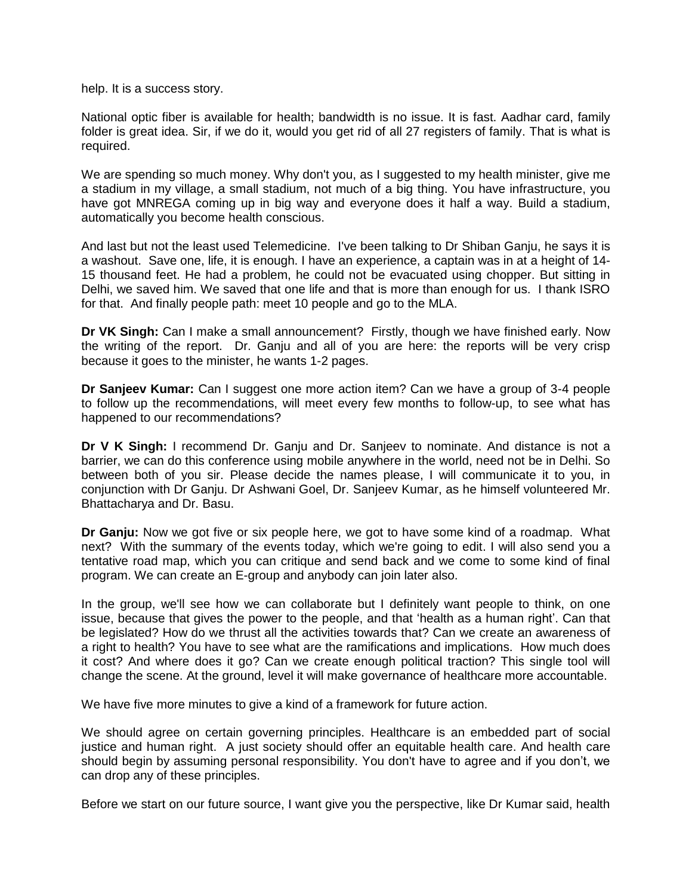help. It is a success story.

National optic fiber is available for health; bandwidth is no issue. It is fast. Aadhar card, family folder is great idea. Sir, if we do it, would you get rid of all 27 registers of family. That is what is required.

We are spending so much money. Why don't you, as I suggested to my health minister, give me a stadium in my village, a small stadium, not much of a big thing. You have infrastructure, you have got MNREGA coming up in big way and everyone does it half a way. Build a stadium, automatically you become health conscious.

And last but not the least used Telemedicine. I've been talking to Dr Shiban Ganju, he says it is a washout. Save one, life, it is enough. I have an experience, a captain was in at a height of 14-15 thousand feet. He had a problem, he could not be evacuated using chopper. But sitting in Delhi, we saved him. We saved that one life and that is more than enough for us. I thank ISRO for that. And finally people path: meet 10 people and go to the MLA.

**Dr VK Singh:** Can I make a small announcement? Firstly, though we have finished early. Now the writing of the report. Dr. Ganju and all of you are here: the reports will be very crisp because it goes to the minister, he wants 1-2 pages.

**Dr Sanjeev Kumar:** Can I suggest one more action item? Can we have a group of 3-4 people to follow up the recommendations, will meet every few months to follow-up, to see what has happened to our recommendations?

**Dr V K Singh:** I recommend Dr. Ganju and Dr. Sanjeev to nominate. And distance is not a barrier, we can do this conference using mobile anywhere in the world, need not be in Delhi. So between both of you sir. Please decide the names please, I will communicate it to you, in conjunction with Dr Ganju. Dr Ashwani Goel, Dr. Sanjeev Kumar, as he himself volunteered Mr. Bhattacharya and Dr. Basu.

**Dr Ganju:** Now we got five or six people here, we got to have some kind of a roadmap. What next? With the summary of the events today, which we're going to edit. I will also send you a tentative road map, which you can critique and send back and we come to some kind of final program. We can create an E-group and anybody can join later also.

In the group, we'll see how we can collaborate but I definitely want people to think, on one issue, because that gives the power to the people, and that 'health as a human right'. Can that be legislated? How do we thrust all the activities towards that? Can we create an awareness of a right to health? You have to see what are the ramifications and implications. How much does it cost? And where does it go? Can we create enough political traction? This single tool will change the scene. At the ground, level it will make governance of healthcare more accountable.

We have five more minutes to give a kind of a framework for future action.

We should agree on certain governing principles. Healthcare is an embedded part of social justice and human right. A just society should offer an equitable health care. And health care should begin by assuming personal responsibility. You don't have to agree and if you don't, we can drop any of these principles.

Before we start on our future source, I want give you the perspective, like Dr Kumar said, health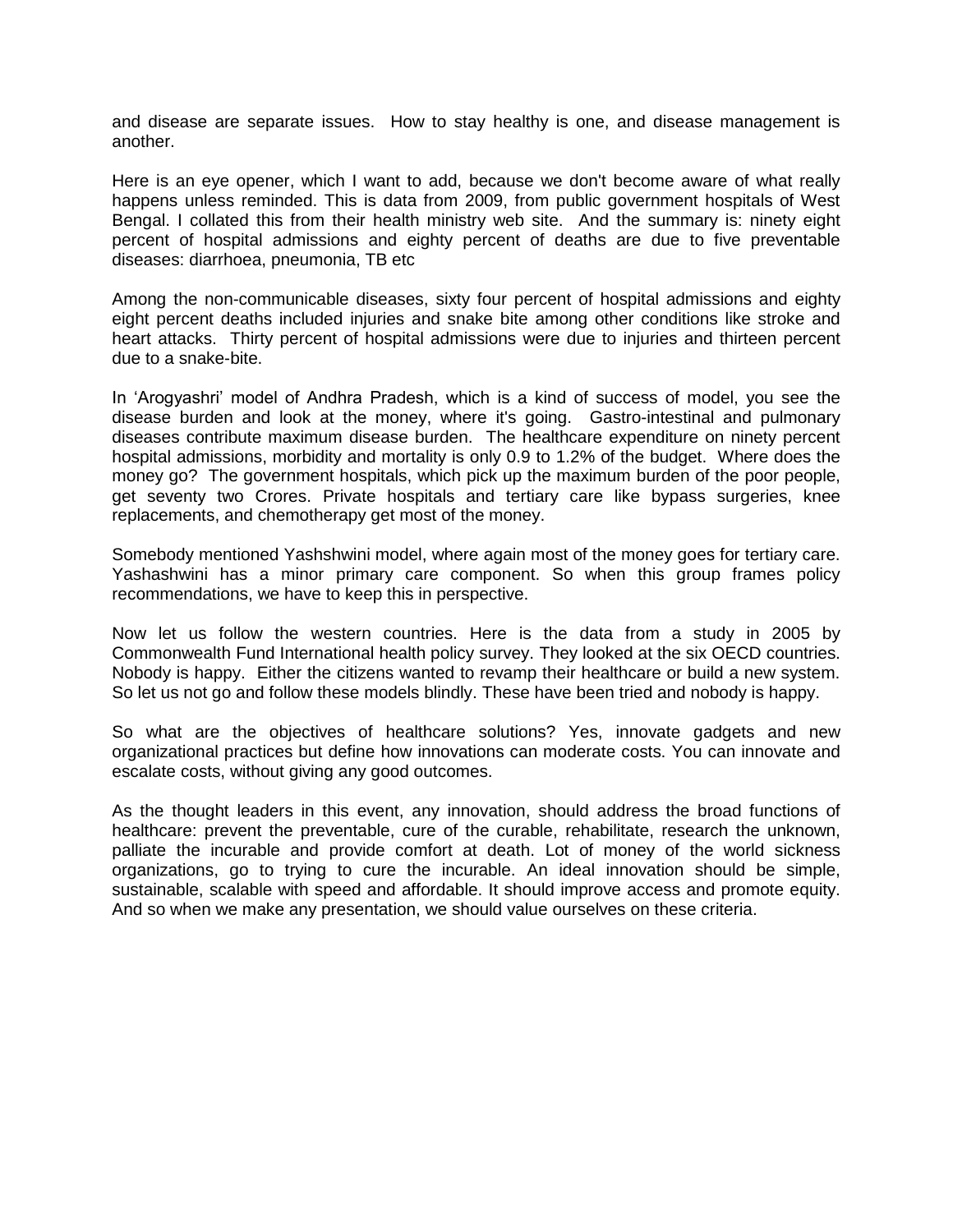and disease are separate issues. How to stay healthy is one, and disease management is another.

Here is an eye opener, which I want to add, because we don't become aware of what really happens unless reminded. This is data from 2009, from public government hospitals of West Bengal. I collated this from their health ministry web site. And the summary is: ninety eight percent of hospital admissions and eighty percent of deaths are due to five preventable diseases: diarrhoea, pneumonia, TB etc

Among the non-communicable diseases, sixty four percent of hospital admissions and eighty eight percent deaths included injuries and snake bite among other conditions like stroke and heart attacks. Thirty percent of hospital admissions were due to injuries and thirteen percent due to a snake-bite.

In 'Arogyashri' model of Andhra Pradesh, which is a kind of success of model, you see the disease burden and look at the money, where it's going. Gastro-intestinal and pulmonary diseases contribute maximum disease burden. The healthcare expenditure on ninety percent hospital admissions, morbidity and mortality is only 0.9 to 1.2% of the budget. Where does the money go? The government hospitals, which pick up the maximum burden of the poor people, get seventy two Crores. Private hospitals and tertiary care like bypass surgeries, knee replacements, and chemotherapy get most of the money.

Somebody mentioned Yashshwini model, where again most of the money goes for tertiary care. Yashashwini has a minor primary care component. So when this group frames policy recommendations, we have to keep this in perspective.

Now let us follow the western countries. Here is the data from a study in 2005 by Commonwealth Fund International health policy survey. They looked at the six OECD countries. Nobody is happy. Either the citizens wanted to revamp their healthcare or build a new system. So let us not go and follow these models blindly. These have been tried and nobody is happy.

So what are the objectives of healthcare solutions? Yes, innovate gadgets and new organizational practices but define how innovations can moderate costs. You can innovate and escalate costs, without giving any good outcomes.

As the thought leaders in this event, any innovation, should address the broad functions of healthcare: prevent the preventable, cure of the curable, rehabilitate, research the unknown, palliate the incurable and provide comfort at death. Lot of money of the world sickness organizations, go to trying to cure the incurable. An ideal innovation should be simple, sustainable, scalable with speed and affordable. It should improve access and promote equity. And so when we make any presentation, we should value ourselves on these criteria.